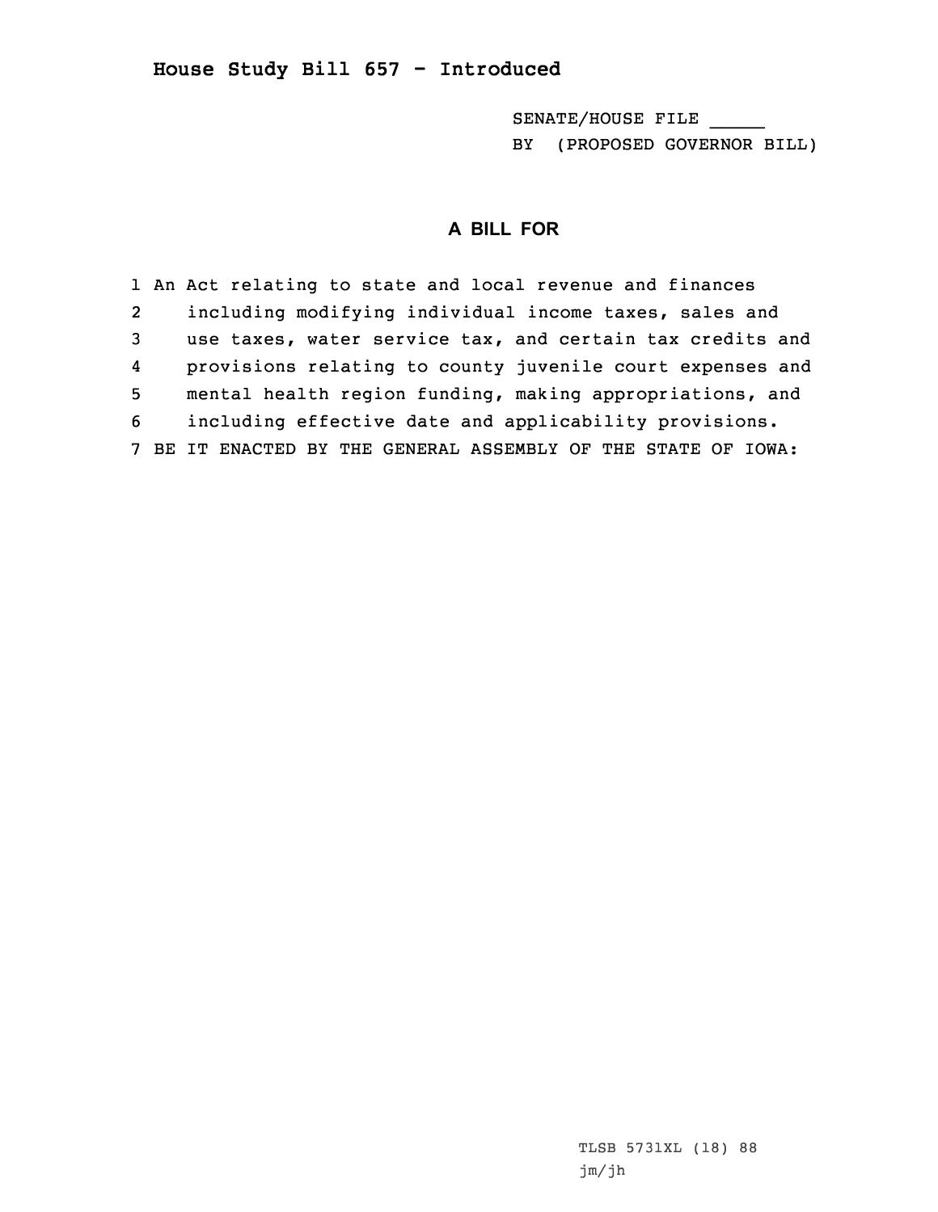# House Study Bill 657 - Introduced

SENATE/HOUSE FILE _____

BY (PROPOSED GOVERNOR BILL)

## A BILL FOR

1 An Act relating to state and local revenue and finances
2 including modifying individual income taxes, sales and
3 use taxes, water service tax, and certain tax credits and
4 provisions relating to county juvenile court expenses and
5 mental health region funding, making appropriations, and
6 including effective date and applicability provisions.
7 BE IT ENACTED BY THE GENERAL ASSEMBLY OF THE STATE OF IOWA:

TLSB 5731XL (18) 88
jm/jh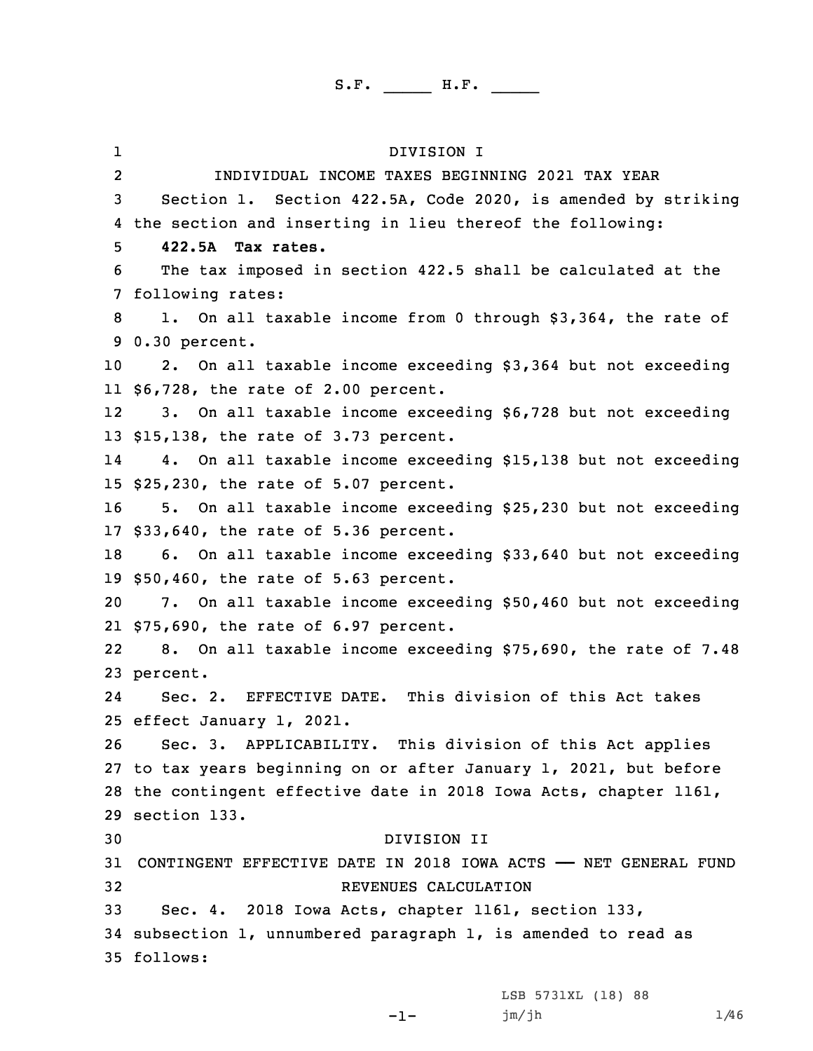S.F. _____ H.F. _____

DIVISION I

INDIVIDUAL INCOME TAXES BEGINNING 2021 TAX YEAR

Section 1. Section 422.5A, Code 2020, is amended by striking the section and inserting in lieu thereof the following:

**422.5A Tax rates.**

The tax imposed in section 422.5 shall be calculated at the following rates:

1. On all taxable income from 0 through $3,364, the rate of 0.30 percent.

2. On all taxable income exceeding $3,364 but not exceeding $6,728, the rate of 2.00 percent.

3. On all taxable income exceeding $6,728 but not exceeding $15,138, the rate of 3.73 percent.

4. On all taxable income exceeding $15,138 but not exceeding $25,230, the rate of 5.07 percent.

5. On all taxable income exceeding $25,230 but not exceeding $33,640, the rate of 5.36 percent.

6. On all taxable income exceeding $33,640 but not exceeding $50,460, the rate of 5.63 percent.

7. On all taxable income exceeding $50,460 but not exceeding $75,690, the rate of 6.97 percent.

8. On all taxable income exceeding $75,690, the rate of 7.48 percent.

Sec. 2. EFFECTIVE DATE. This division of this Act takes effect January 1, 2021.

Sec. 3. APPLICABILITY. This division of this Act applies to tax years beginning on or after January 1, 2021, but before the contingent effective date in 2018 Iowa Acts, chapter 1161, section 133.

DIVISION II

CONTINGENT EFFECTIVE DATE IN 2018 IOWA ACTS —— NET GENERAL FUND REVENUES CALCULATION

Sec. 4. 2018 Iowa Acts, chapter 1161, section 133, subsection 1, unnumbered paragraph 1, is amended to read as follows:

LSB 5731XL (18) 88

jm/jh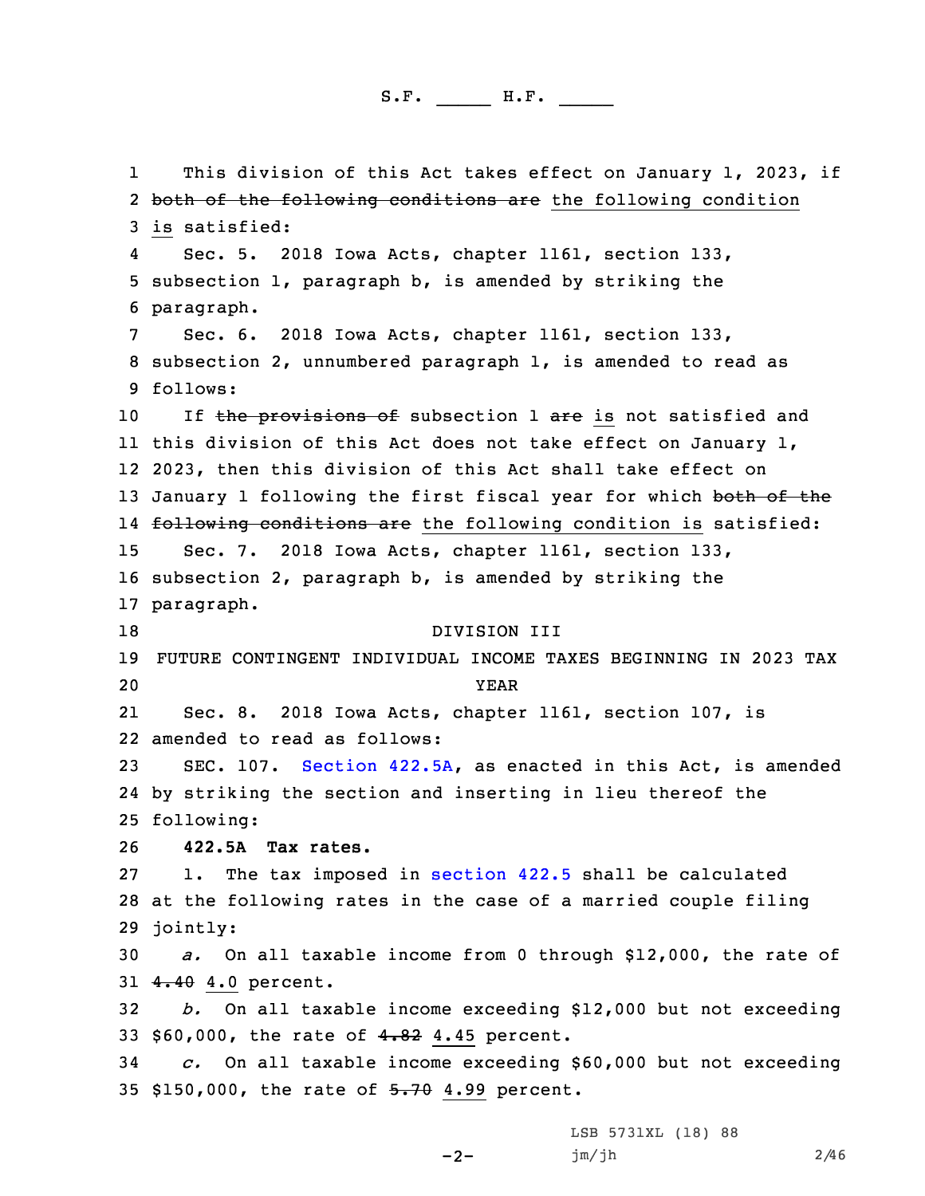This division of this Act takes effect on January 1, 2023, if ~~both of the following conditions are~~ the following condition is satisfied:

Sec. 5. 2018 Iowa Acts, chapter 1161, section 133, subsection 1, paragraph b, is amended by striking the paragraph.

Sec. 6. 2018 Iowa Acts, chapter 1161, section 133, subsection 2, unnumbered paragraph 1, is amended to read as follows:

If ~~the provisions of~~ subsection 1 ~~are~~ is not satisfied and this division of this Act does not take effect on January 1, 2023, then this division of this Act shall take effect on January 1 following the first fiscal year for which ~~both of the following conditions are~~ the following condition is satisfied:

Sec. 7. 2018 Iowa Acts, chapter 1161, section 133, subsection 2, paragraph b, is amended by striking the paragraph.

DIVISION III

FUTURE CONTINGENT INDIVIDUAL INCOME TAXES BEGINNING IN 2023 TAX YEAR

Sec. 8. 2018 Iowa Acts, chapter 1161, section 107, is amended to read as follows:

SEC. 107. Section 422.5A, as enacted in this Act, is amended by striking the section and inserting in lieu thereof the following:

**422.5A Tax rates.**

1. The tax imposed in section 422.5 shall be calculated at the following rates in the case of a married couple filing jointly:

*a.* On all taxable income from 0 through $12,000, the rate of ~~4.40~~ 4.0 percent.

*b.* On all taxable income exceeding $12,000 but not exceeding $60,000, the rate of ~~4.82~~ 4.45 percent.

*c.* On all taxable income exceeding $60,000 but not exceeding $150,000, the rate of ~~5.70~~ 4.99 percent.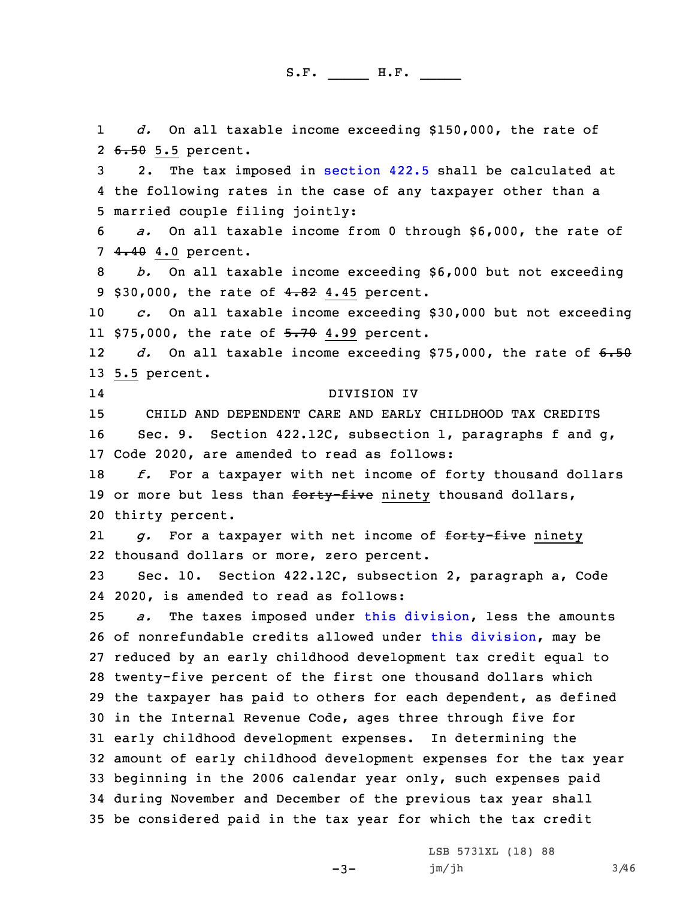*d.* On all taxable income exceeding $150,000, the rate of ~~6.50~~ 5.5 percent.

2. The tax imposed in section 422.5 shall be calculated at the following rates in the case of any taxpayer other than a married couple filing jointly:

*a.* On all taxable income from 0 through $6,000, the rate of ~~4.40~~ 4.0 percent.

*b.* On all taxable income exceeding $6,000 but not exceeding $30,000, the rate of ~~4.82~~ 4.45 percent.

*c.* On all taxable income exceeding $30,000 but not exceeding $75,000, the rate of ~~5.70~~ 4.99 percent.

*d.* On all taxable income exceeding $75,000, the rate of ~~6.50~~ 5.5 percent.

DIVISION IV

CHILD AND DEPENDENT CARE AND EARLY CHILDHOOD TAX CREDITS

Sec. 9. Section 422.12C, subsection 1, paragraphs f and g, Code 2020, are amended to read as follows:

*f.* For a taxpayer with net income of forty thousand dollars or more but less than ~~forty-five~~ ninety thousand dollars, thirty percent.

*g.* For a taxpayer with net income of ~~forty-five~~ ninety thousand dollars or more, zero percent.

Sec. 10. Section 422.12C, subsection 2, paragraph a, Code 2020, is amended to read as follows:

*a.* The taxes imposed under this division, less the amounts of nonrefundable credits allowed under this division, may be reduced by an early childhood development tax credit equal to twenty-five percent of the first one thousand dollars which the taxpayer has paid to others for each dependent, as defined in the Internal Revenue Code, ages three through five for early childhood development expenses. In determining the amount of early childhood development expenses for the tax year beginning in the 2006 calendar year only, such expenses paid during November and December of the previous tax year shall be considered paid in the tax year for which the tax credit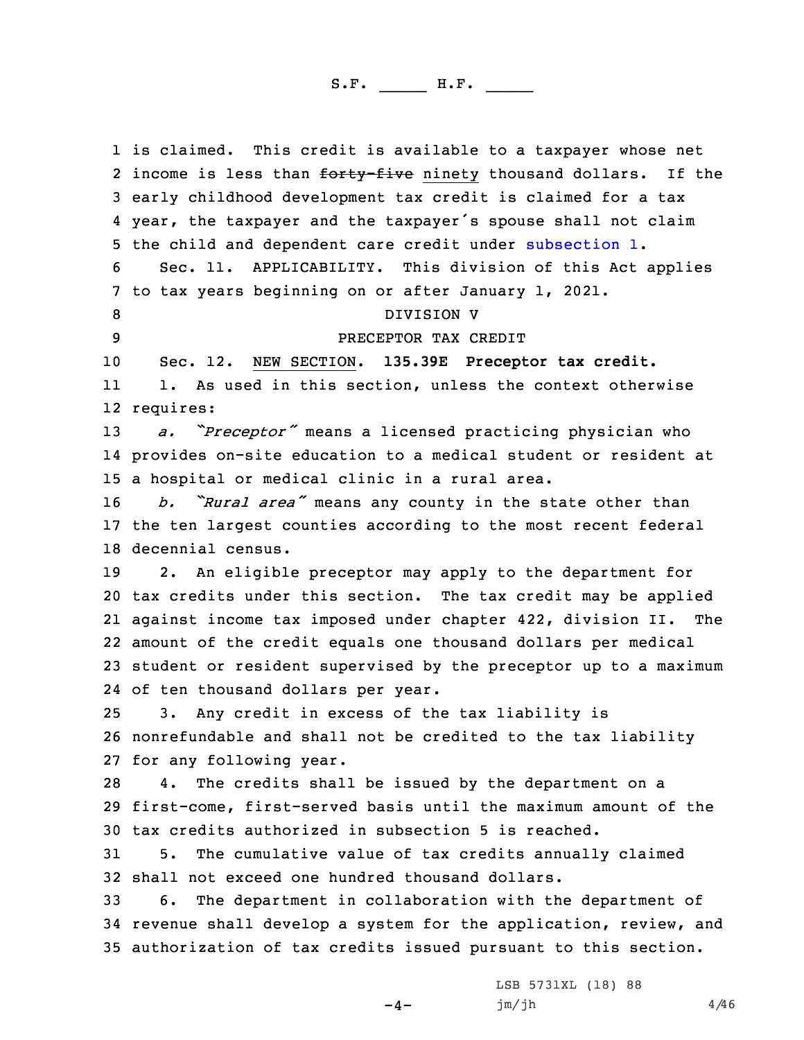is claimed. This credit is available to a taxpayer whose net income is less than ~~forty-five~~ ninety thousand dollars. If the early childhood development tax credit is claimed for a tax year, the taxpayer and the taxpayer's spouse shall not claim the child and dependent care credit under subsection 1.

Sec. 11. APPLICABILITY. This division of this Act applies to tax years beginning on or after January 1, 2021.

DIVISION V

PRECEPTOR TAX CREDIT

Sec. 12. NEW SECTION. **135.39E Preceptor tax credit.**

1. As used in this section, unless the context otherwise requires:

*a. "Preceptor"* means a licensed practicing physician who provides on-site education to a medical student or resident at a hospital or medical clinic in a rural area.

*b. "Rural area"* means any county in the state other than the ten largest counties according to the most recent federal decennial census.

2. An eligible preceptor may apply to the department for tax credits under this section. The tax credit may be applied against income tax imposed under chapter 422, division II. The amount of the credit equals one thousand dollars per medical student or resident supervised by the preceptor up to a maximum of ten thousand dollars per year.

3. Any credit in excess of the tax liability is nonrefundable and shall not be credited to the tax liability for any following year.

4. The credits shall be issued by the department on a first-come, first-served basis until the maximum amount of the tax credits authorized in subsection 5 is reached.

5. The cumulative value of tax credits annually claimed shall not exceed one hundred thousand dollars.

6. The department in collaboration with the department of revenue shall develop a system for the application, review, and authorization of tax credits issued pursuant to this section.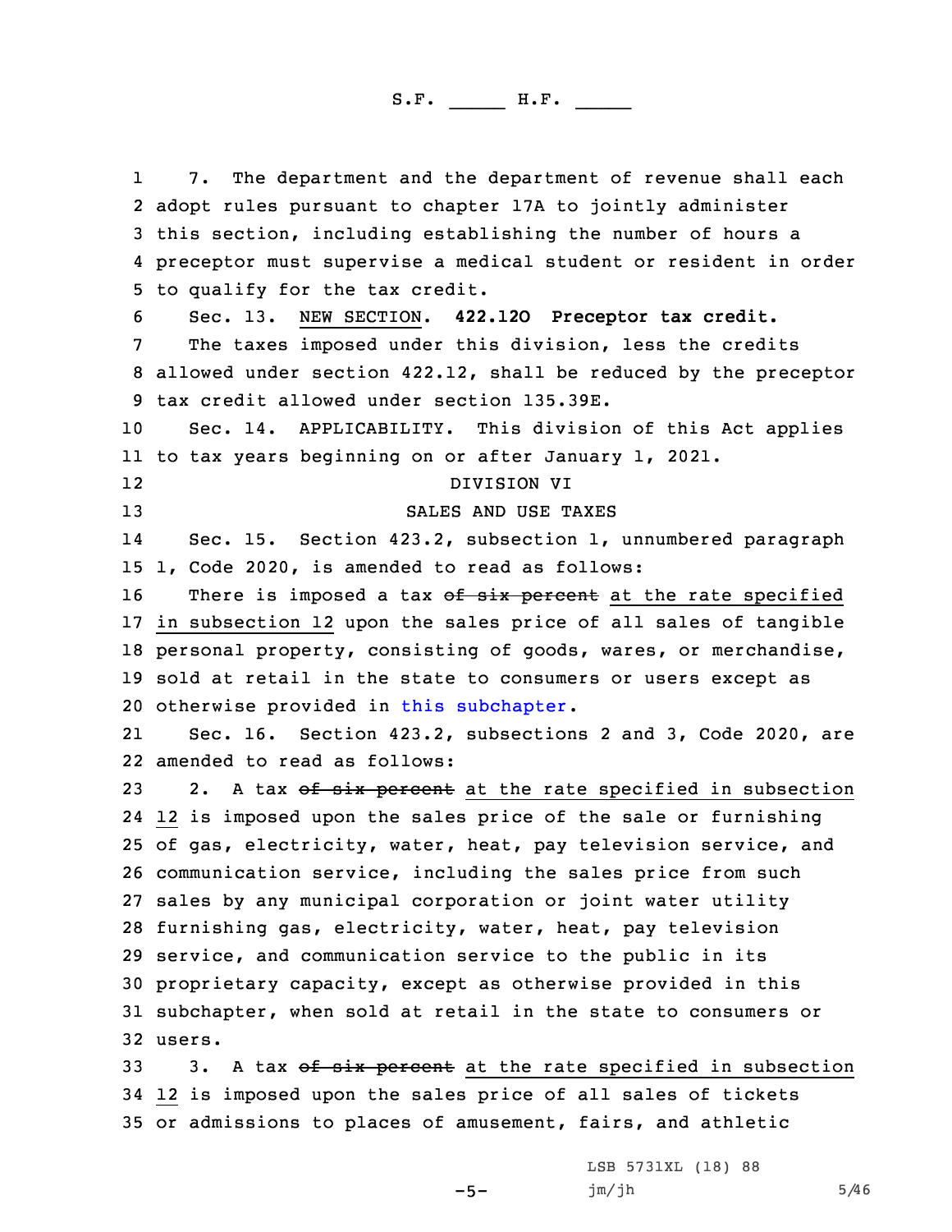7. The department and the department of revenue shall each adopt rules pursuant to chapter 17A to jointly administer this section, including establishing the number of hours a preceptor must supervise a medical student or resident in order to qualify for the tax credit.

Sec. 13. NEW SECTION. **422.12O Preceptor tax credit.**

The taxes imposed under this division, less the credits allowed under section 422.12, shall be reduced by the preceptor tax credit allowed under section 135.39E.

Sec. 14. APPLICABILITY. This division of this Act applies to tax years beginning on or after January 1, 2021.

DIVISION VI

SALES AND USE TAXES

Sec. 15. Section 423.2, subsection 1, unnumbered paragraph 1, Code 2020, is amended to read as follows:

There is imposed a tax ~~of six percent~~ at the rate specified in subsection 12 upon the sales price of all sales of tangible personal property, consisting of goods, wares, or merchandise, sold at retail in the state to consumers or users except as otherwise provided in this subchapter.

Sec. 16. Section 423.2, subsections 2 and 3, Code 2020, are amended to read as follows:

2. A tax ~~of six percent~~ at the rate specified in subsection 12 is imposed upon the sales price of the sale or furnishing of gas, electricity, water, heat, pay television service, and communication service, including the sales price from such sales by any municipal corporation or joint water utility furnishing gas, electricity, water, heat, pay television service, and communication service to the public in its proprietary capacity, except as otherwise provided in this subchapter, when sold at retail in the state to consumers or users.

3. A tax ~~of six percent~~ at the rate specified in subsection 12 is imposed upon the sales price of all sales of tickets or admissions to places of amusement, fairs, and athletic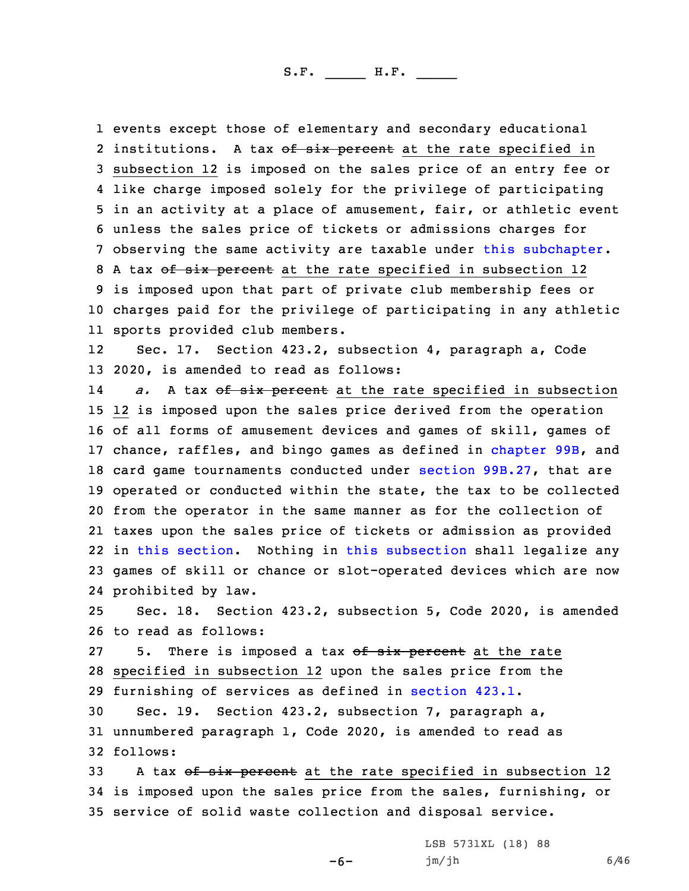events except those of elementary and secondary educational institutions. A tax ~~of six percent~~ at the rate specified in subsection 12 is imposed on the sales price of an entry fee or like charge imposed solely for the privilege of participating in an activity at a place of amusement, fair, or athletic event unless the sales price of tickets or admissions charges for observing the same activity are taxable under this subchapter. A tax ~~of six percent~~ at the rate specified in subsection 12 is imposed upon that part of private club membership fees or charges paid for the privilege of participating in any athletic sports provided club members.

Sec. 17. Section 423.2, subsection 4, paragraph a, Code 2020, is amended to read as follows:

*a.* A tax ~~of six percent~~ at the rate specified in subsection 12 is imposed upon the sales price derived from the operation of all forms of amusement devices and games of skill, games of chance, raffles, and bingo games as defined in chapter 99B, and card game tournaments conducted under section 99B.27, that are operated or conducted within the state, the tax to be collected from the operator in the same manner as for the collection of taxes upon the sales price of tickets or admission as provided in this section. Nothing in this subsection shall legalize any games of skill or chance or slot-operated devices which are now prohibited by law.

Sec. 18. Section 423.2, subsection 5, Code 2020, is amended to read as follows:

5. There is imposed a tax ~~of six percent~~ at the rate specified in subsection 12 upon the sales price from the furnishing of services as defined in section 423.1.

Sec. 19. Section 423.2, subsection 7, paragraph a, unnumbered paragraph 1, Code 2020, is amended to read as follows:

A tax ~~of six percent~~ at the rate specified in subsection 12 is imposed upon the sales price from the sales, furnishing, or service of solid waste collection and disposal service.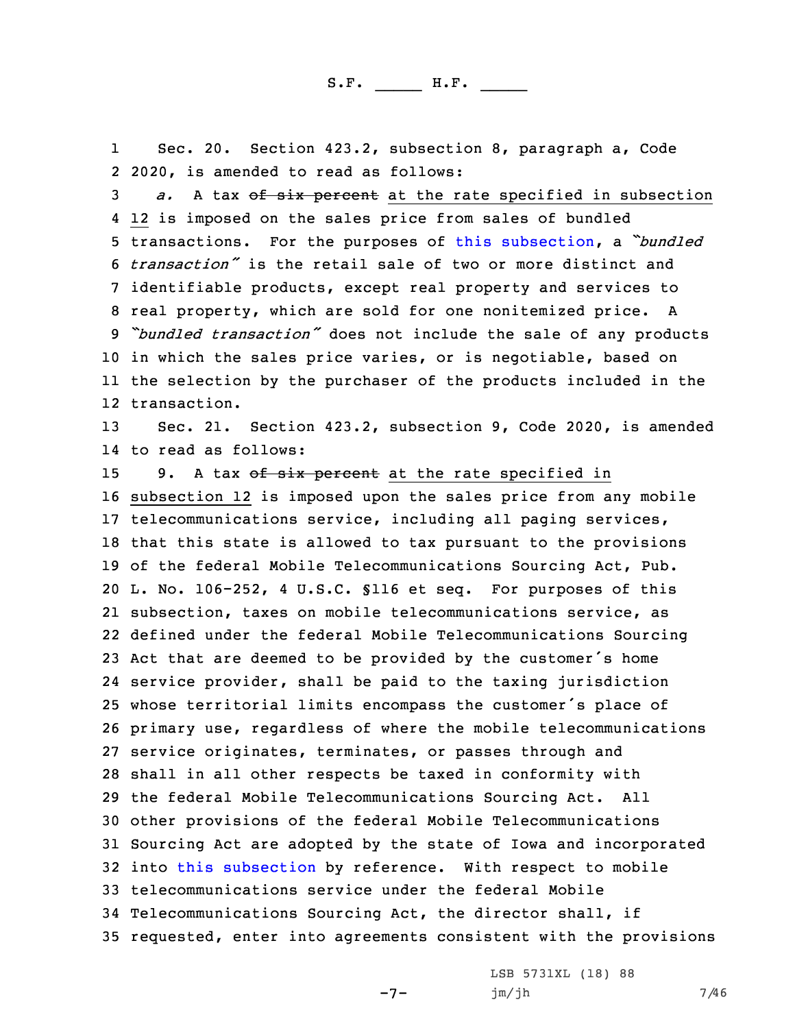Sec. 20. Section 423.2, subsection 8, paragraph a, Code 2020, is amended to read as follows:

*a.* A tax ~~of six percent~~ at the rate specified in subsection 12 is imposed on the sales price from sales of bundled transactions. For the purposes of this subsection, a *"bundled transaction"* is the retail sale of two or more distinct and identifiable products, except real property and services to real property, which are sold for one nonitemized price. A *"bundled transaction"* does not include the sale of any products in which the sales price varies, or is negotiable, based on the selection by the purchaser of the products included in the transaction.

Sec. 21. Section 423.2, subsection 9, Code 2020, is amended to read as follows:

9. A tax ~~of six percent~~ at the rate specified in subsection 12 is imposed upon the sales price from any mobile telecommunications service, including all paging services, that this state is allowed to tax pursuant to the provisions of the federal Mobile Telecommunications Sourcing Act, Pub. L. No. 106-252, 4 U.S.C. §116 et seq. For purposes of this subsection, taxes on mobile telecommunications service, as defined under the federal Mobile Telecommunications Sourcing Act that are deemed to be provided by the customer's home service provider, shall be paid to the taxing jurisdiction whose territorial limits encompass the customer's place of primary use, regardless of where the mobile telecommunications service originates, terminates, or passes through and shall in all other respects be taxed in conformity with the federal Mobile Telecommunications Sourcing Act. All other provisions of the federal Mobile Telecommunications Sourcing Act are adopted by the state of Iowa and incorporated into this subsection by reference. With respect to mobile telecommunications service under the federal Mobile Telecommunications Sourcing Act, the director shall, if requested, enter into agreements consistent with the provisions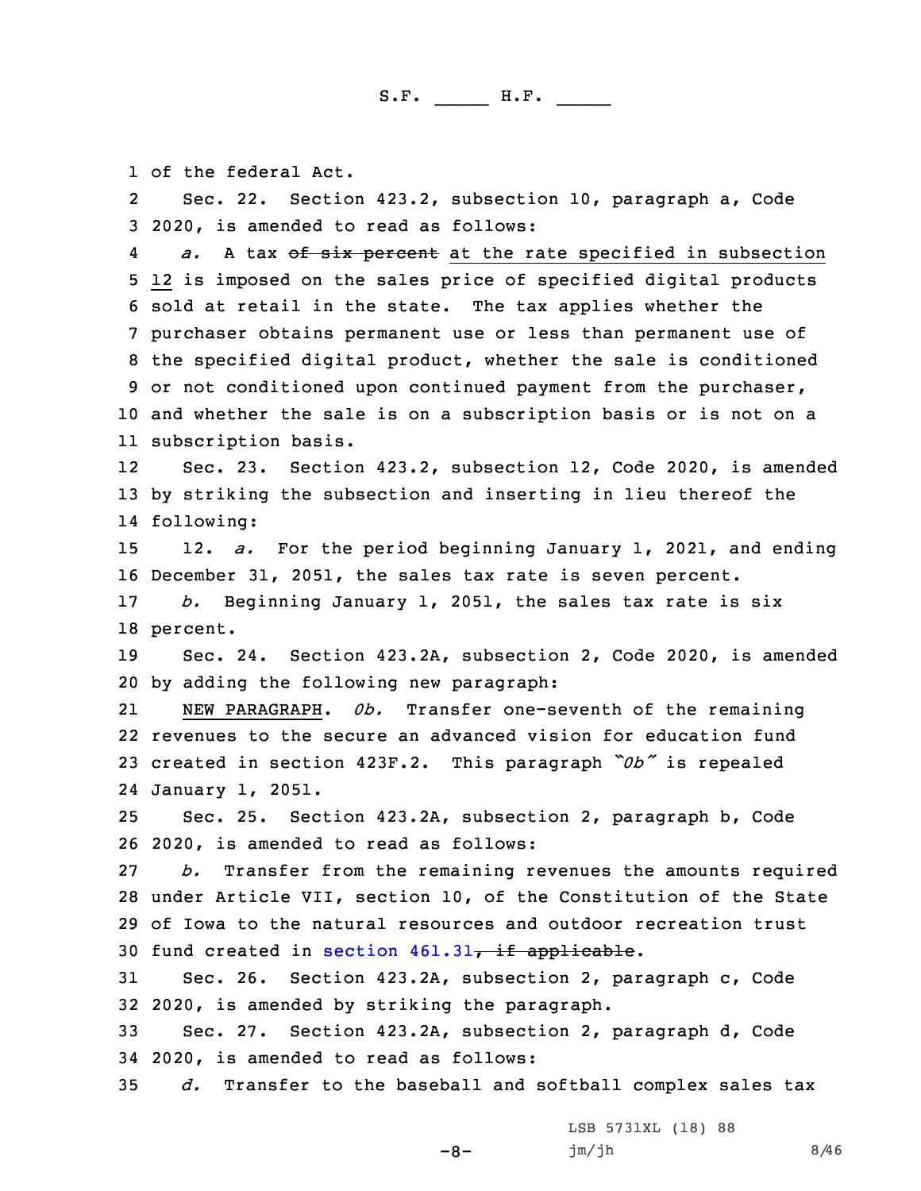of the federal Act.

Sec. 22. Section 423.2, subsection 10, paragraph a, Code 2020, is amended to read as follows:

*a.* A tax ~~of six percent~~ at the rate specified in subsection 12 is imposed on the sales price of specified digital products sold at retail in the state. The tax applies whether the purchaser obtains permanent use or less than permanent use of the specified digital product, whether the sale is conditioned or not conditioned upon continued payment from the purchaser, and whether the sale is on a subscription basis or is not on a subscription basis.

Sec. 23. Section 423.2, subsection 12, Code 2020, is amended by striking the subsection and inserting in lieu thereof the following:

12. *a.* For the period beginning January 1, 2021, and ending December 31, 2051, the sales tax rate is seven percent.

*b.* Beginning January 1, 2051, the sales tax rate is six percent.

Sec. 24. Section 423.2A, subsection 2, Code 2020, is amended by adding the following new paragraph:

NEW PARAGRAPH. *0b.* Transfer one-seventh of the remaining revenues to the secure an advanced vision for education fund created in section 423F.2. This paragraph *"0b"* is repealed January 1, 2051.

Sec. 25. Section 423.2A, subsection 2, paragraph b, Code 2020, is amended to read as follows:

*b.* Transfer from the remaining revenues the amounts required under Article VII, section 10, of the Constitution of the State of Iowa to the natural resources and outdoor recreation trust fund created in section 461.31~~, if applicable~~.

Sec. 26. Section 423.2A, subsection 2, paragraph c, Code 2020, is amended by striking the paragraph.

Sec. 27. Section 423.2A, subsection 2, paragraph d, Code 2020, is amended to read as follows:

*d.* Transfer to the baseball and softball complex sales tax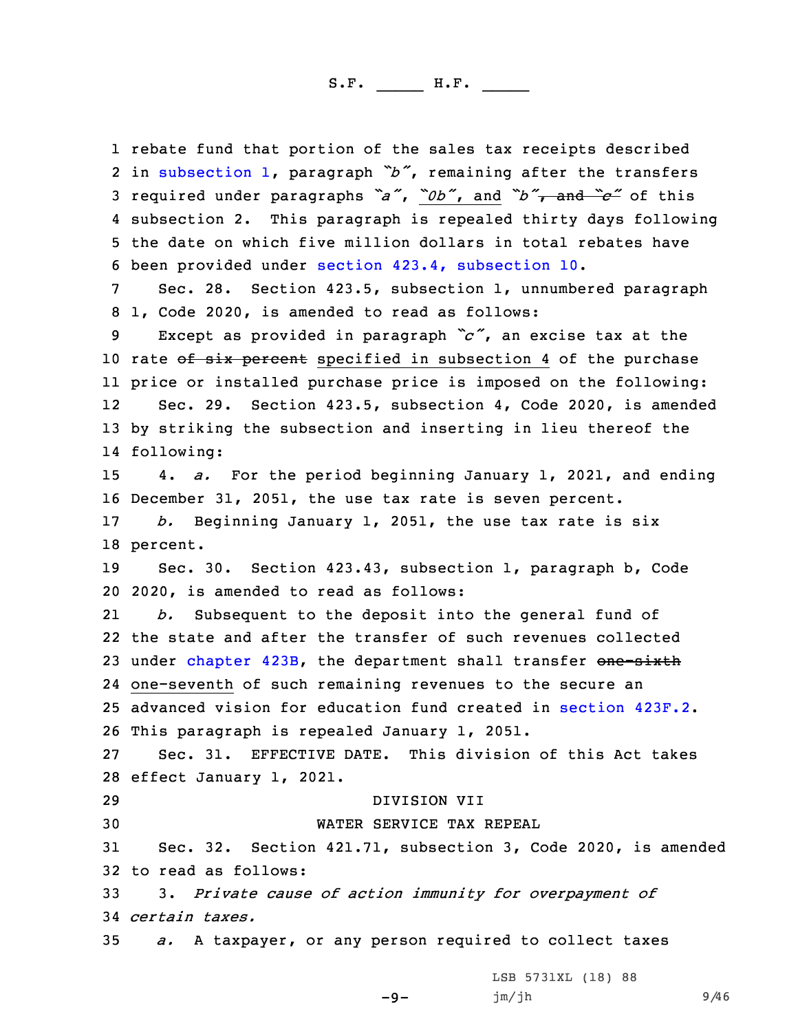rebate fund that portion of the sales tax receipts described in subsection 1, paragraph "b", remaining after the transfers required under paragraphs "a", "0b", and "b", ~~and "c"~~ of this subsection 2. This paragraph is repealed thirty days following the date on which five million dollars in total rebates have been provided under section 423.4, subsection 10.

Sec. 28. Section 423.5, subsection 1, unnumbered paragraph 1, Code 2020, is amended to read as follows:

Except as provided in paragraph "c", an excise tax at the rate ~~of six percent~~ specified in subsection 4 of the purchase price or installed purchase price is imposed on the following:

Sec. 29. Section 423.5, subsection 4, Code 2020, is amended by striking the subsection and inserting in lieu thereof the following:

4. *a.* For the period beginning January 1, 2021, and ending December 31, 2051, the use tax rate is seven percent.

*b.* Beginning January 1, 2051, the use tax rate is six percent.

Sec. 30. Section 423.43, subsection 1, paragraph b, Code 2020, is amended to read as follows:

*b.* Subsequent to the deposit into the general fund of the state and after the transfer of such revenues collected under chapter 423B, the department shall transfer ~~one-sixth~~ one-seventh of such remaining revenues to the secure an advanced vision for education fund created in section 423F.2. This paragraph is repealed January 1, 2051.

Sec. 31. EFFECTIVE DATE. This division of this Act takes effect January 1, 2021.

DIVISION VII

WATER SERVICE TAX REPEAL

Sec. 32. Section 421.71, subsection 3, Code 2020, is amended to read as follows:

3. *Private cause of action immunity for overpayment of certain taxes.*

*a.* A taxpayer, or any person required to collect taxes

LSB 5731XL (18) 88
jm/jh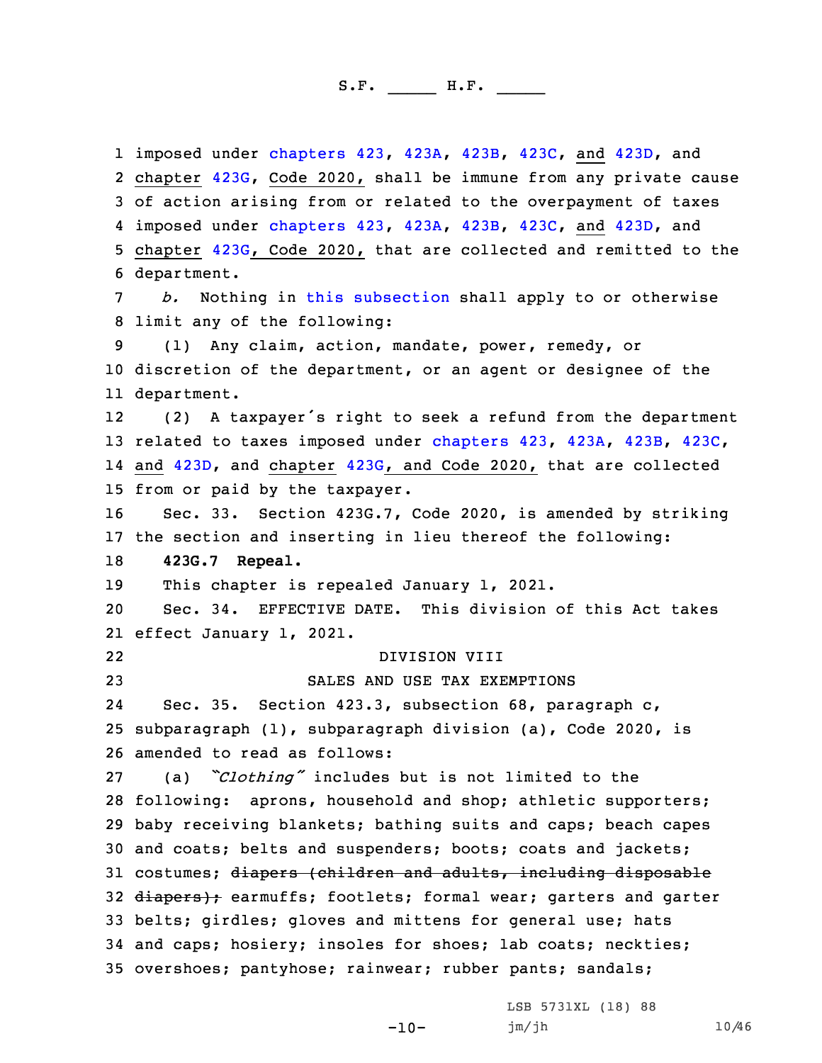1 imposed under chapters 423, 423A, 423B, 423C, and 423D, and
2 chapter 423G, Code 2020, shall be immune from any private cause
3 of action arising from or related to the overpayment of taxes
4 imposed under chapters 423, 423A, 423B, 423C, and 423D, and
5 chapter 423G, Code 2020, that are collected and remitted to the
6 department.

7 *b.* Nothing in this subsection shall apply to or otherwise
8 limit any of the following:

9 (1) Any claim, action, mandate, power, remedy, or
10 discretion of the department, or an agent or designee of the
11 department.

12 (2) A taxpayer's right to seek a refund from the department
13 related to taxes imposed under chapters 423, 423A, 423B, 423C,
14 and 423D, and chapter 423G, and Code 2020, that are collected
15 from or paid by the taxpayer.

16 Sec. 33. Section 423G.7, Code 2020, is amended by striking
17 the section and inserting in lieu thereof the following:

18 **423G.7 Repeal.**

19 This chapter is repealed January 1, 2021.

20 Sec. 34. EFFECTIVE DATE. This division of this Act takes
21 effect January 1, 2021.

22 DIVISION VIII

23 SALES AND USE TAX EXEMPTIONS

24 Sec. 35. Section 423.3, subsection 68, paragraph c,
25 subparagraph (1), subparagraph division (a), Code 2020, is
26 amended to read as follows:

27 (a) *"Clothing"* includes but is not limited to the
28 following: aprons, household and shop; athletic supporters;
29 baby receiving blankets; bathing suits and caps; beach capes
30 and coats; belts and suspenders; boots; coats and jackets;
31 costumes; ~~diapers (children and adults, including disposable~~
32 ~~diapers);~~ earmuffs; footlets; formal wear; garters and garter
33 belts; girdles; gloves and mittens for general use; hats
34 and caps; hosiery; insoles for shoes; lab coats; neckties;
35 overshoes; pantyhose; rainwear; rubber pants; sandals;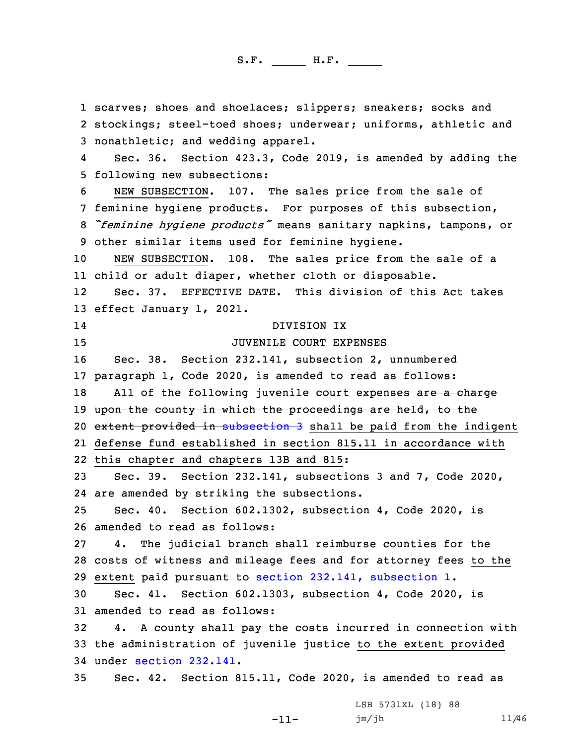scarves; shoes and shoelaces; slippers; sneakers; socks and stockings; steel-toed shoes; underwear; uniforms, athletic and nonathletic; and wedding apparel.

Sec. 36. Section 423.3, Code 2019, is amended by adding the following new subsections:

NEW SUBSECTION. 107. The sales price from the sale of feminine hygiene products. For purposes of this subsection, *"feminine hygiene products"* means sanitary napkins, tampons, or other similar items used for feminine hygiene.

NEW SUBSECTION. 108. The sales price from the sale of a child or adult diaper, whether cloth or disposable.

Sec. 37. EFFECTIVE DATE. This division of this Act takes effect January 1, 2021.

DIVISION IX

JUVENILE COURT EXPENSES

Sec. 38. Section 232.141, subsection 2, unnumbered paragraph 1, Code 2020, is amended to read as follows:

All of the following juvenile court expenses ~~are a charge upon the county in which the proceedings are held, to the extent provided in subsection 3~~ shall be paid from the indigent defense fund established in section 815.11 in accordance with this chapter and chapters 13B and 815:

Sec. 39. Section 232.141, subsections 3 and 7, Code 2020, are amended by striking the subsections.

Sec. 40. Section 602.1302, subsection 4, Code 2020, is amended to read as follows:

4. The judicial branch shall reimburse counties for the costs of witness and mileage fees and for attorney fees to the extent paid pursuant to section 232.141, subsection 1.

Sec. 41. Section 602.1303, subsection 4, Code 2020, is amended to read as follows:

4. A county shall pay the costs incurred in connection with the administration of juvenile justice to the extent provided under section 232.141.

Sec. 42. Section 815.11, Code 2020, is amended to read as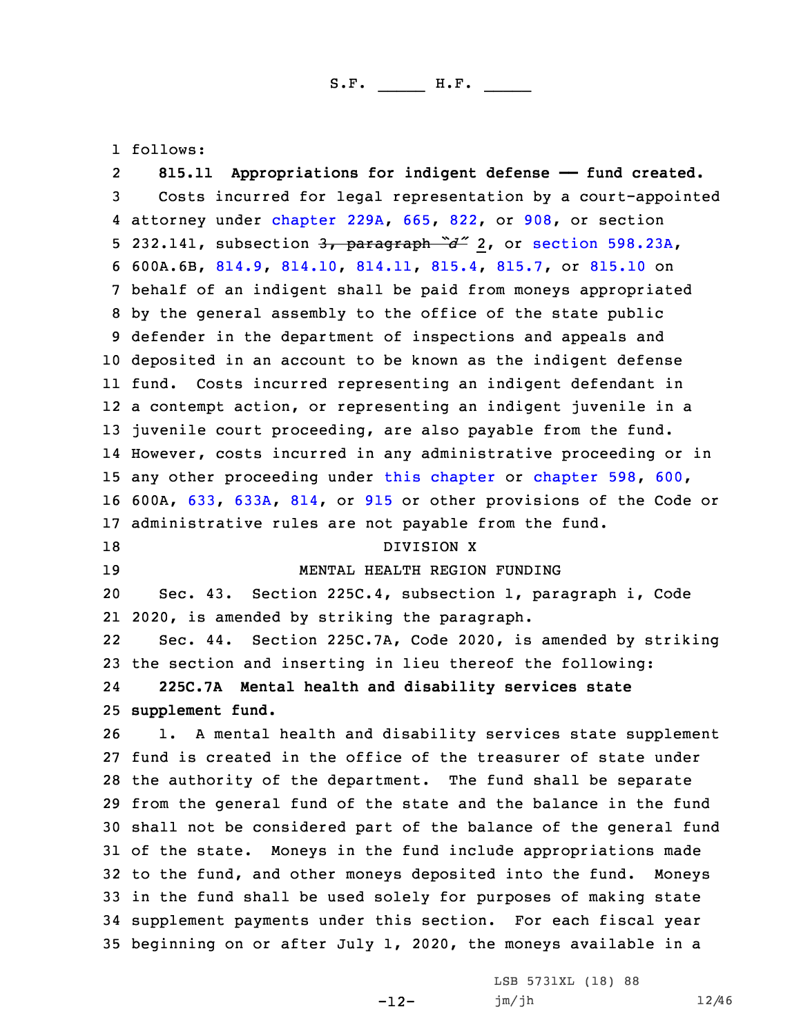follows:

**815.11 Appropriations for indigent defense —— fund created.**

Costs incurred for legal representation by a court-appointed attorney under chapter 229A, 665, 822, or 908, or section 232.141, subsection ~~3, paragraph "d"~~ 2, or section 598.23A, 600A.6B, 814.9, 814.10, 814.11, 815.4, 815.7, or 815.10 on behalf of an indigent shall be paid from moneys appropriated by the general assembly to the office of the state public defender in the department of inspections and appeals and deposited in an account to be known as the indigent defense fund. Costs incurred representing an indigent defendant in a contempt action, or representing an indigent juvenile in a juvenile court proceeding, are also payable from the fund. However, costs incurred in any administrative proceeding or in any other proceeding under this chapter or chapter 598, 600, 600A, 633, 633A, 814, or 915 or other provisions of the Code or administrative rules are not payable from the fund.

DIVISION X

MENTAL HEALTH REGION FUNDING

Sec. 43. Section 225C.4, subsection 1, paragraph i, Code 2020, is amended by striking the paragraph.

Sec. 44. Section 225C.7A, Code 2020, is amended by striking the section and inserting in lieu thereof the following:

**225C.7A Mental health and disability services state supplement fund.**

1. A mental health and disability services state supplement fund is created in the office of the treasurer of state under the authority of the department. The fund shall be separate from the general fund of the state and the balance in the fund shall not be considered part of the balance of the general fund of the state. Moneys in the fund include appropriations made to the fund, and other moneys deposited into the fund. Moneys in the fund shall be used solely for purposes of making state supplement payments under this section. For each fiscal year beginning on or after July 1, 2020, the moneys available in a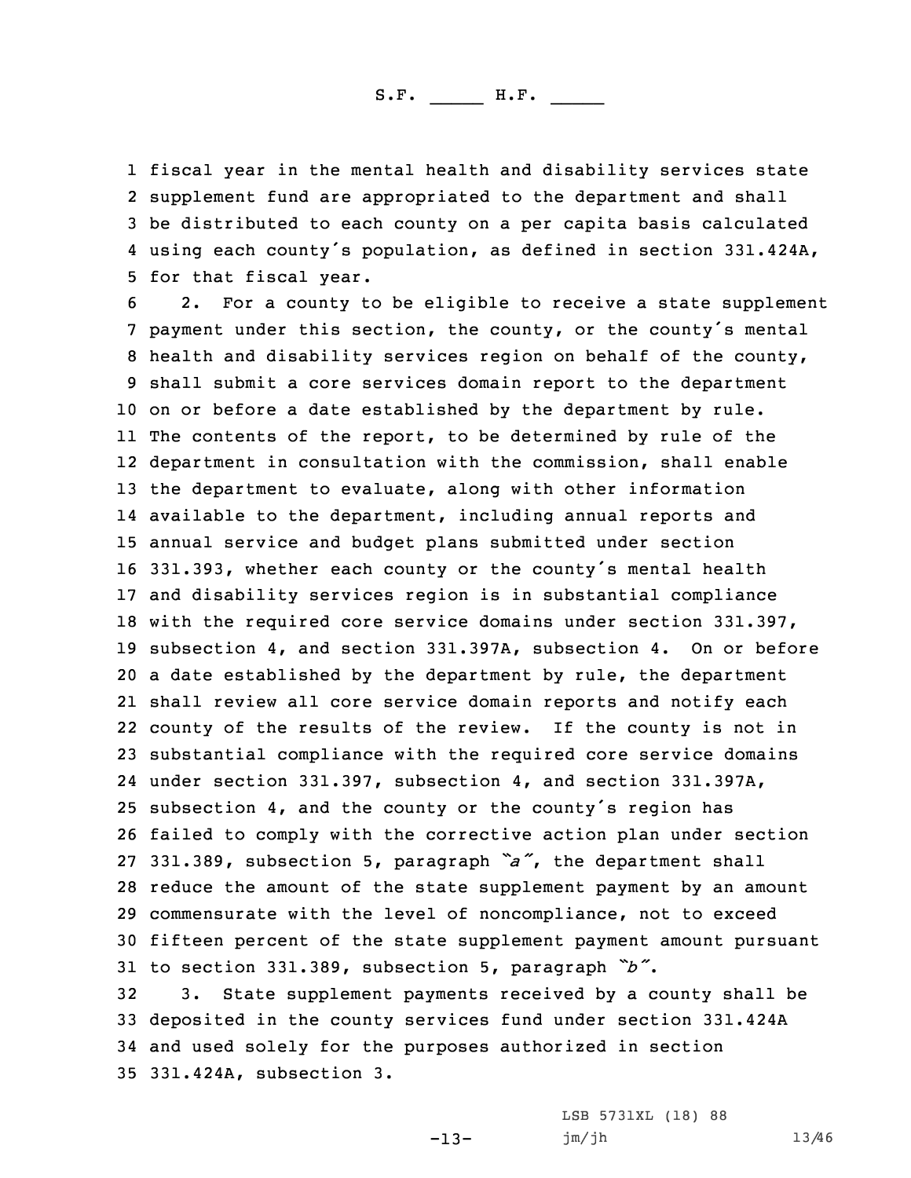fiscal year in the mental health and disability services state supplement fund are appropriated to the department and shall be distributed to each county on a per capita basis calculated using each county's population, as defined in section 331.424A, for that fiscal year.

2. For a county to be eligible to receive a state supplement payment under this section, the county, or the county's mental health and disability services region on behalf of the county, shall submit a core services domain report to the department on or before a date established by the department by rule. The contents of the report, to be determined by rule of the department in consultation with the commission, shall enable the department to evaluate, along with other information available to the department, including annual reports and annual service and budget plans submitted under section 331.393, whether each county or the county's mental health and disability services region is in substantial compliance with the required core service domains under section 331.397, subsection 4, and section 331.397A, subsection 4. On or before a date established by the department by rule, the department shall review all core service domain reports and notify each county of the results of the review. If the county is not in substantial compliance with the required core service domains under section 331.397, subsection 4, and section 331.397A, subsection 4, and the county or the county's region has failed to comply with the corrective action plan under section 331.389, subsection 5, paragraph *"a"*, the department shall reduce the amount of the state supplement payment by an amount commensurate with the level of noncompliance, not to exceed fifteen percent of the state supplement payment amount pursuant to section 331.389, subsection 5, paragraph *"b"*.

3. State supplement payments received by a county shall be deposited in the county services fund under section 331.424A and used solely for the purposes authorized in section 331.424A, subsection 3.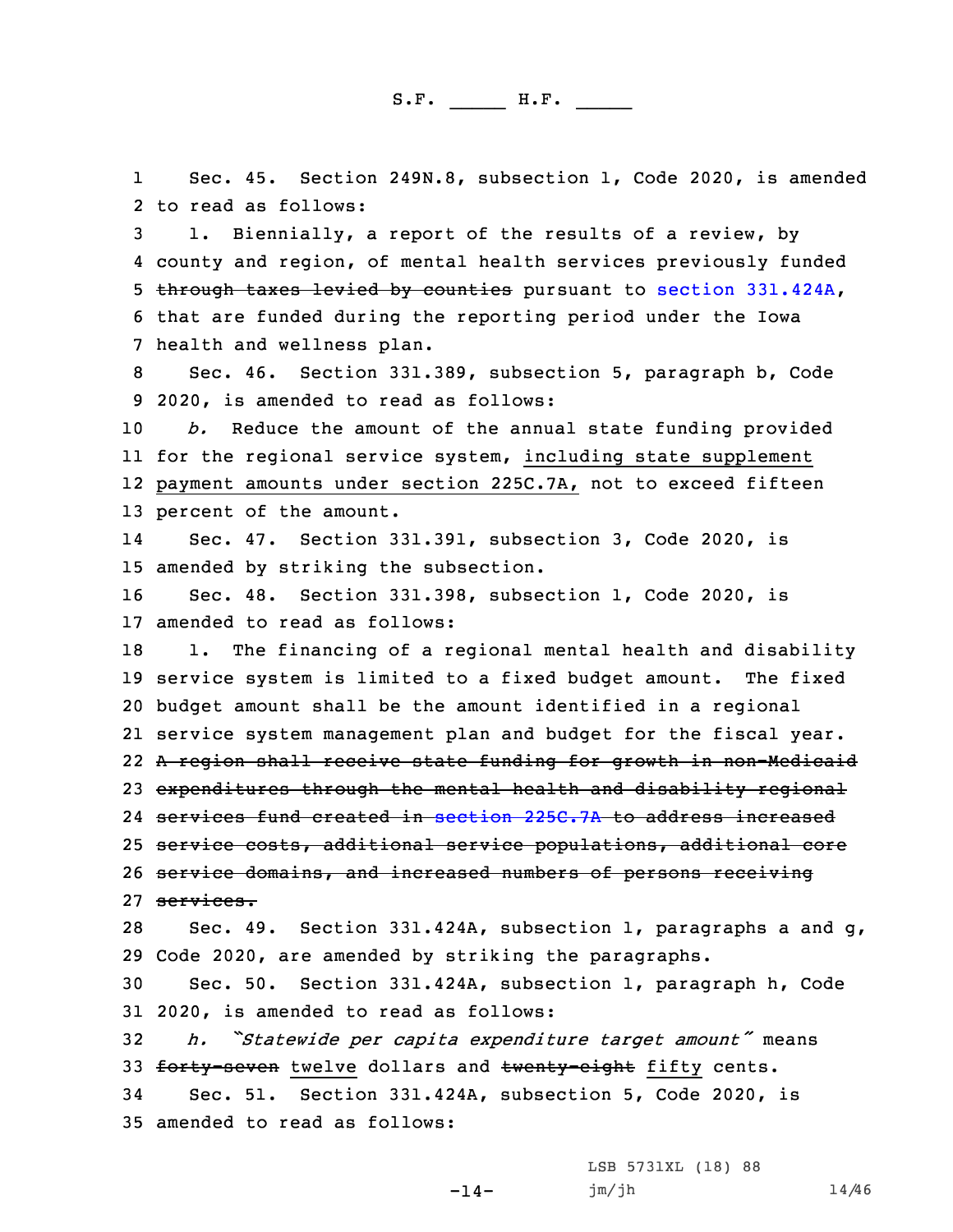Sec. 45. Section 249N.8, subsection 1, Code 2020, is amended to read as follows:

1. Biennially, a report of the results of a review, by county and region, of mental health services previously funded ~~through taxes levied by counties~~ pursuant to section 331.424A, that are funded during the reporting period under the Iowa health and wellness plan.

Sec. 46. Section 331.389, subsection 5, paragraph b, Code 2020, is amended to read as follows:

*b.* Reduce the amount of the annual state funding provided for the regional service system, including state supplement payment amounts under section 225C.7A, not to exceed fifteen percent of the amount.

Sec. 47. Section 331.391, subsection 3, Code 2020, is amended by striking the subsection.

Sec. 48. Section 331.398, subsection 1, Code 2020, is amended to read as follows:

1. The financing of a regional mental health and disability service system is limited to a fixed budget amount. The fixed budget amount shall be the amount identified in a regional service system management plan and budget for the fiscal year. ~~A region shall receive state funding for growth in non-Medicaid expenditures through the mental health and disability regional services fund created in section 225C.7A to address increased service costs, additional service populations, additional core service domains, and increased numbers of persons receiving services.~~

Sec. 49. Section 331.424A, subsection 1, paragraphs a and g, Code 2020, are amended by striking the paragraphs.

Sec. 50. Section 331.424A, subsection 1, paragraph h, Code 2020, is amended to read as follows:

*h. "Statewide per capita expenditure target amount"* means ~~forty-seven~~ twelve dollars and ~~twenty-eight~~ fifty cents.

Sec. 51. Section 331.424A, subsection 5, Code 2020, is amended to read as follows:

LSB 5731XL (18) 88
jm/jh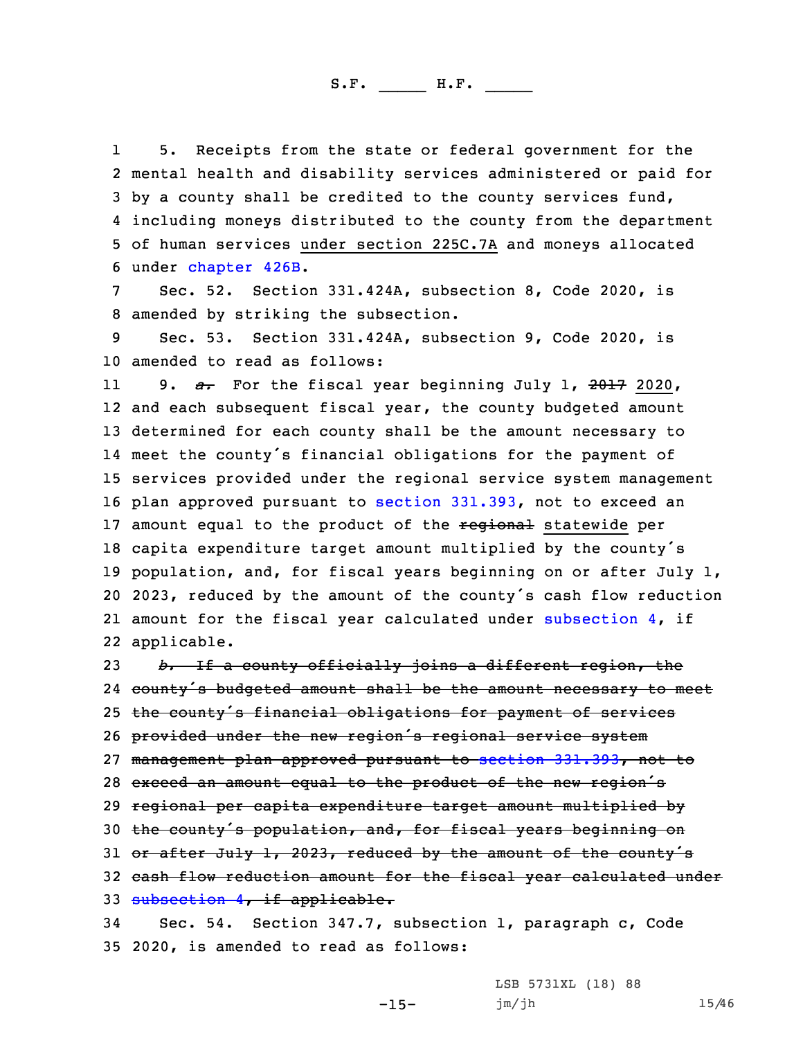5. Receipts from the state or federal government for the mental health and disability services administered or paid for by a county shall be credited to the county services fund, including moneys distributed to the county from the department of human services under section 225C.7A and moneys allocated under chapter 426B.

Sec. 52. Section 331.424A, subsection 8, Code 2020, is amended by striking the subsection.

Sec. 53. Section 331.424A, subsection 9, Code 2020, is amended to read as follows:

9. ~~*a.*~~ For the fiscal year beginning July 1, ~~2017~~ 2020, and each subsequent fiscal year, the county budgeted amount determined for each county shall be the amount necessary to meet the county's financial obligations for the payment of services provided under the regional service system management plan approved pursuant to section 331.393, not to exceed an amount equal to the product of the ~~regional~~ statewide per capita expenditure target amount multiplied by the county's population, and, for fiscal years beginning on or after July 1, 2023, reduced by the amount of the county's cash flow reduction amount for the fiscal year calculated under subsection 4, if applicable.

~~*b.* If a county officially joins a different region, the county's budgeted amount shall be the amount necessary to meet the county's financial obligations for payment of services provided under the new region's regional service system management plan approved pursuant to section 331.393, not to exceed an amount equal to the product of the new region's regional per capita expenditure target amount multiplied by the county's population, and, for fiscal years beginning on or after July 1, 2023, reduced by the amount of the county's cash flow reduction amount for the fiscal year calculated under subsection 4, if applicable.~~

Sec. 54. Section 347.7, subsection 1, paragraph c, Code 2020, is amended to read as follows: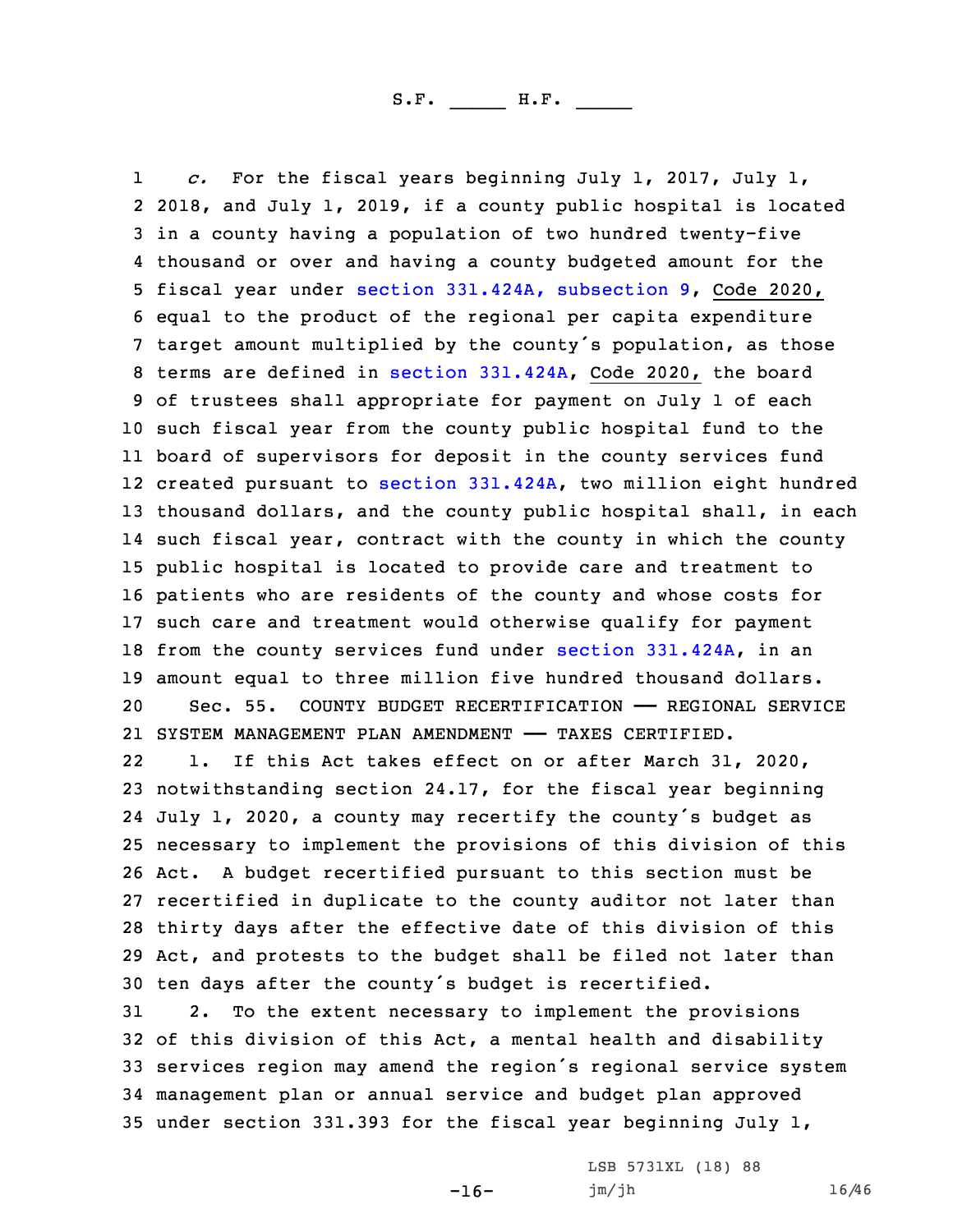*c.* For the fiscal years beginning July 1, 2017, July 1, 2018, and July 1, 2019, if a county public hospital is located in a county having a population of two hundred twenty-five thousand or over and having a county budgeted amount for the fiscal year under section 331.424A, subsection 9, Code 2020, equal to the product of the regional per capita expenditure target amount multiplied by the county's population, as those terms are defined in section 331.424A, Code 2020, the board of trustees shall appropriate for payment on July 1 of each such fiscal year from the county public hospital fund to the board of supervisors for deposit in the county services fund created pursuant to section 331.424A, two million eight hundred thousand dollars, and the county public hospital shall, in each such fiscal year, contract with the county in which the county public hospital is located to provide care and treatment to patients who are residents of the county and whose costs for such care and treatment would otherwise qualify for payment from the county services fund under section 331.424A, in an amount equal to three million five hundred thousand dollars.

Sec. 55. COUNTY BUDGET RECERTIFICATION —— REGIONAL SERVICE SYSTEM MANAGEMENT PLAN AMENDMENT —— TAXES CERTIFIED.

1. If this Act takes effect on or after March 31, 2020, notwithstanding section 24.17, for the fiscal year beginning July 1, 2020, a county may recertify the county's budget as necessary to implement the provisions of this division of this Act. A budget recertified pursuant to this section must be recertified in duplicate to the county auditor not later than thirty days after the effective date of this division of this Act, and protests to the budget shall be filed not later than ten days after the county's budget is recertified.

2. To the extent necessary to implement the provisions of this division of this Act, a mental health and disability services region may amend the region's regional service system management plan or annual service and budget plan approved under section 331.393 for the fiscal year beginning July 1,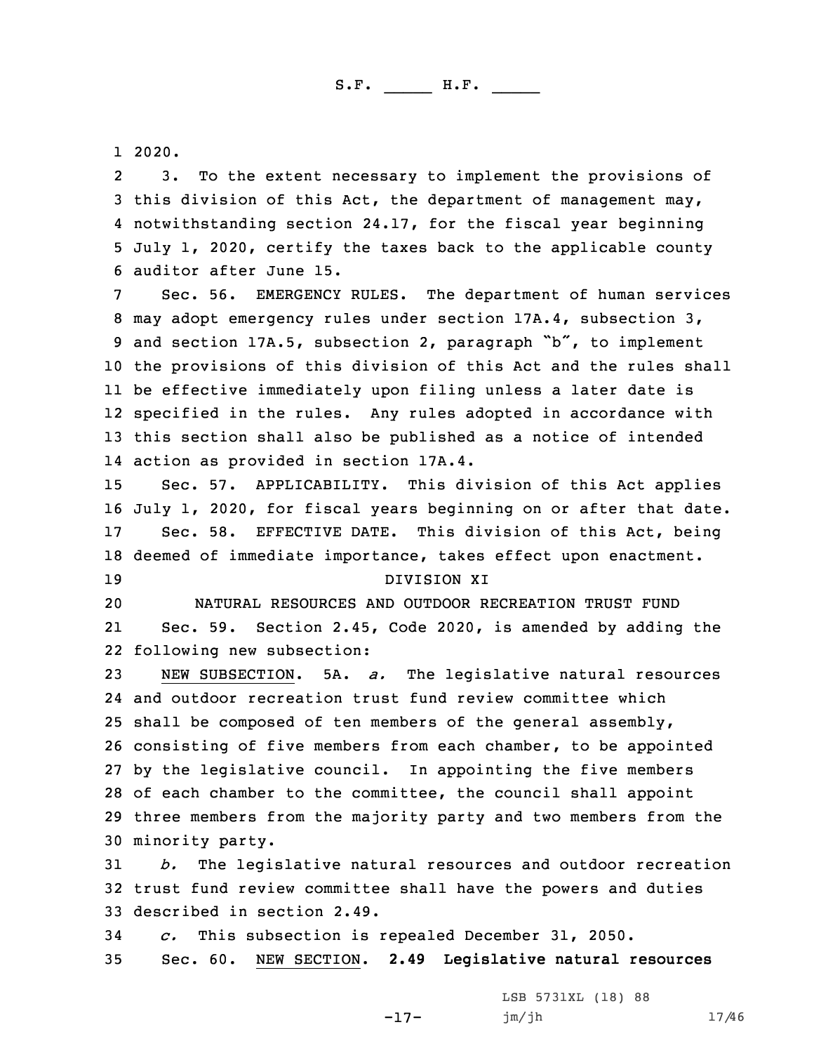2020.

3. To the extent necessary to implement the provisions of this division of this Act, the department of management may, notwithstanding section 24.17, for the fiscal year beginning July 1, 2020, certify the taxes back to the applicable county auditor after June 15.

Sec. 56. EMERGENCY RULES. The department of human services may adopt emergency rules under section 17A.4, subsection 3, and section 17A.5, subsection 2, paragraph "b", to implement the provisions of this division of this Act and the rules shall be effective immediately upon filing unless a later date is specified in the rules. Any rules adopted in accordance with this section shall also be published as a notice of intended action as provided in section 17A.4.

Sec. 57. APPLICABILITY. This division of this Act applies July 1, 2020, for fiscal years beginning on or after that date.

Sec. 58. EFFECTIVE DATE. This division of this Act, being deemed of immediate importance, takes effect upon enactment.

DIVISION XI

NATURAL RESOURCES AND OUTDOOR RECREATION TRUST FUND

Sec. 59. Section 2.45, Code 2020, is amended by adding the following new subsection:

NEW SUBSECTION. 5A. *a.* The legislative natural resources and outdoor recreation trust fund review committee which shall be composed of ten members of the general assembly, consisting of five members from each chamber, to be appointed by the legislative council. In appointing the five members of each chamber to the committee, the council shall appoint three members from the majority party and two members from the minority party.

*b.* The legislative natural resources and outdoor recreation trust fund review committee shall have the powers and duties described in section 2.49.

*c.* This subsection is repealed December 31, 2050.

Sec. 60. NEW SECTION. **2.49 Legislative natural resources**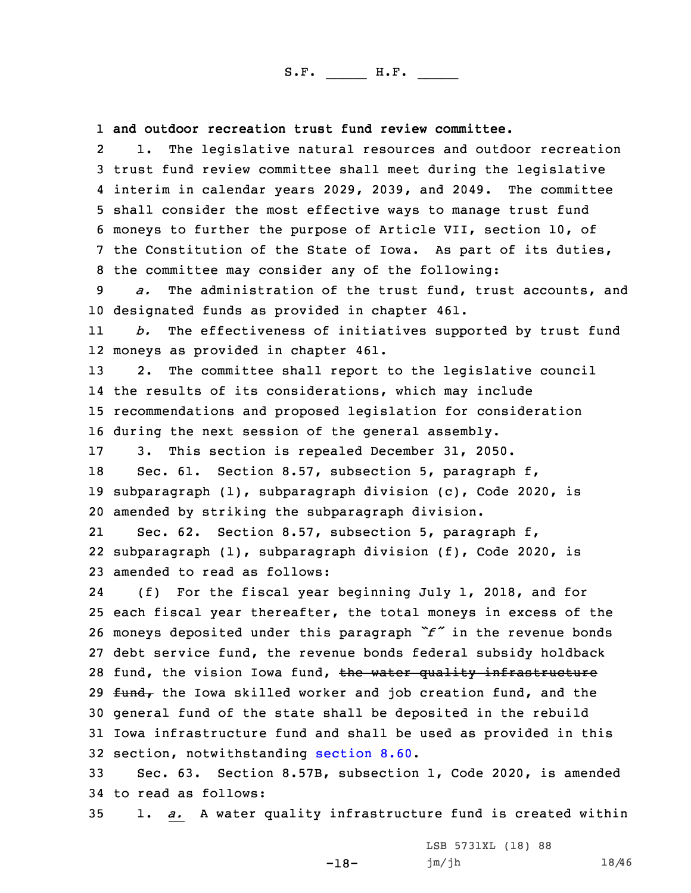**and outdoor recreation trust fund review committee.**

1. The legislative natural resources and outdoor recreation trust fund review committee shall meet during the legislative interim in calendar years 2029, 2039, and 2049. The committee shall consider the most effective ways to manage trust fund moneys to further the purpose of Article VII, section 10, of the Constitution of the State of Iowa. As part of its duties, the committee may consider any of the following:

*a.* The administration of the trust fund, trust accounts, and designated funds as provided in chapter 461.

*b.* The effectiveness of initiatives supported by trust fund moneys as provided in chapter 461.

2. The committee shall report to the legislative council the results of its considerations, which may include recommendations and proposed legislation for consideration during the next session of the general assembly.

3. This section is repealed December 31, 2050.

Sec. 61. Section 8.57, subsection 5, paragraph f, subparagraph (1), subparagraph division (c), Code 2020, is amended by striking the subparagraph division.

Sec. 62. Section 8.57, subsection 5, paragraph f, subparagraph (1), subparagraph division (f), Code 2020, is amended to read as follows:

(f) For the fiscal year beginning July 1, 2018, and for each fiscal year thereafter, the total moneys in excess of the moneys deposited under this paragraph *"f"* in the revenue bonds debt service fund, the revenue bonds federal subsidy holdback fund, the vision Iowa fund, ~~the water quality infrastructure fund,~~ the Iowa skilled worker and job creation fund, and the general fund of the state shall be deposited in the rebuild Iowa infrastructure fund and shall be used as provided in this section, notwithstanding section 8.60.

Sec. 63. Section 8.57B, subsection 1, Code 2020, is amended to read as follows:

1. *a.* A water quality infrastructure fund is created within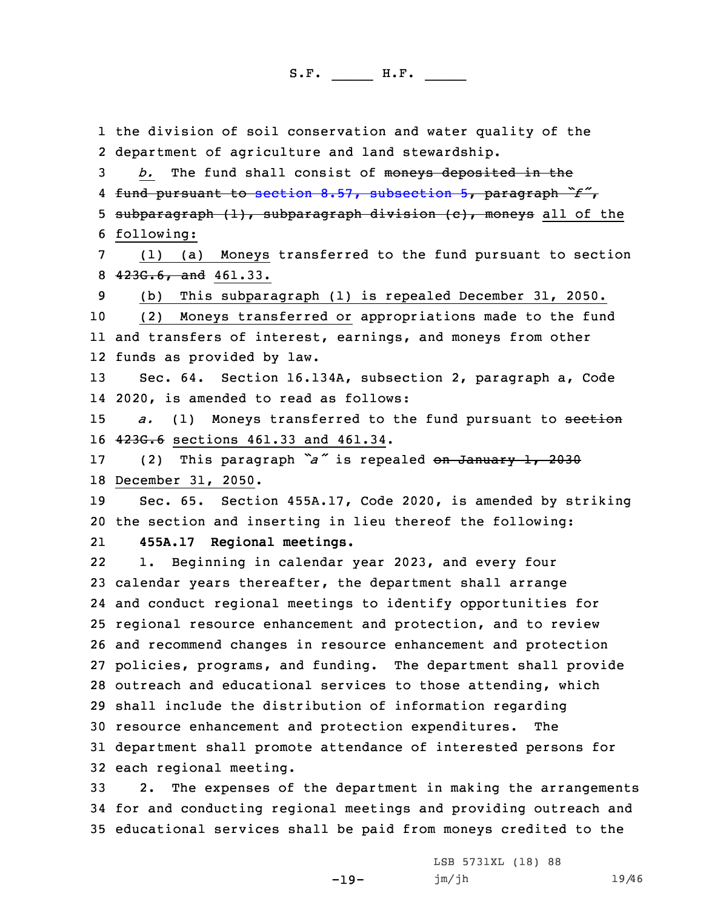the division of soil conservation and water quality of the department of agriculture and land stewardship.

*b.* The fund shall consist of ~~moneys deposited in the fund pursuant to section 8.57, subsection 5, paragraph "f", subparagraph (1), subparagraph division (c), moneys~~ all of the following:

(1) (a) Moneys transferred to the fund pursuant to section ~~423G.6, and~~ 461.33.

(b) This subparagraph (1) is repealed December 31, 2050.

(2) Moneys transferred or appropriations made to the fund and transfers of interest, earnings, and moneys from other funds as provided by law.

Sec. 64. Section 16.134A, subsection 2, paragraph a, Code 2020, is amended to read as follows:

*a.* (1) Moneys transferred to the fund pursuant to ~~section 423G.6~~ sections 461.33 and 461.34.

(2) This paragraph *"a"* is repealed ~~on January 1, 2030~~ December 31, 2050.

Sec. 65. Section 455A.17, Code 2020, is amended by striking the section and inserting in lieu thereof the following:

**455A.17 Regional meetings.**

1. Beginning in calendar year 2023, and every four calendar years thereafter, the department shall arrange and conduct regional meetings to identify opportunities for regional resource enhancement and protection, and to review and recommend changes in resource enhancement and protection policies, programs, and funding. The department shall provide outreach and educational services to those attending, which shall include the distribution of information regarding resource enhancement and protection expenditures. The department shall promote attendance of interested persons for each regional meeting.

2. The expenses of the department in making the arrangements for and conducting regional meetings and providing outreach and educational services shall be paid from moneys credited to the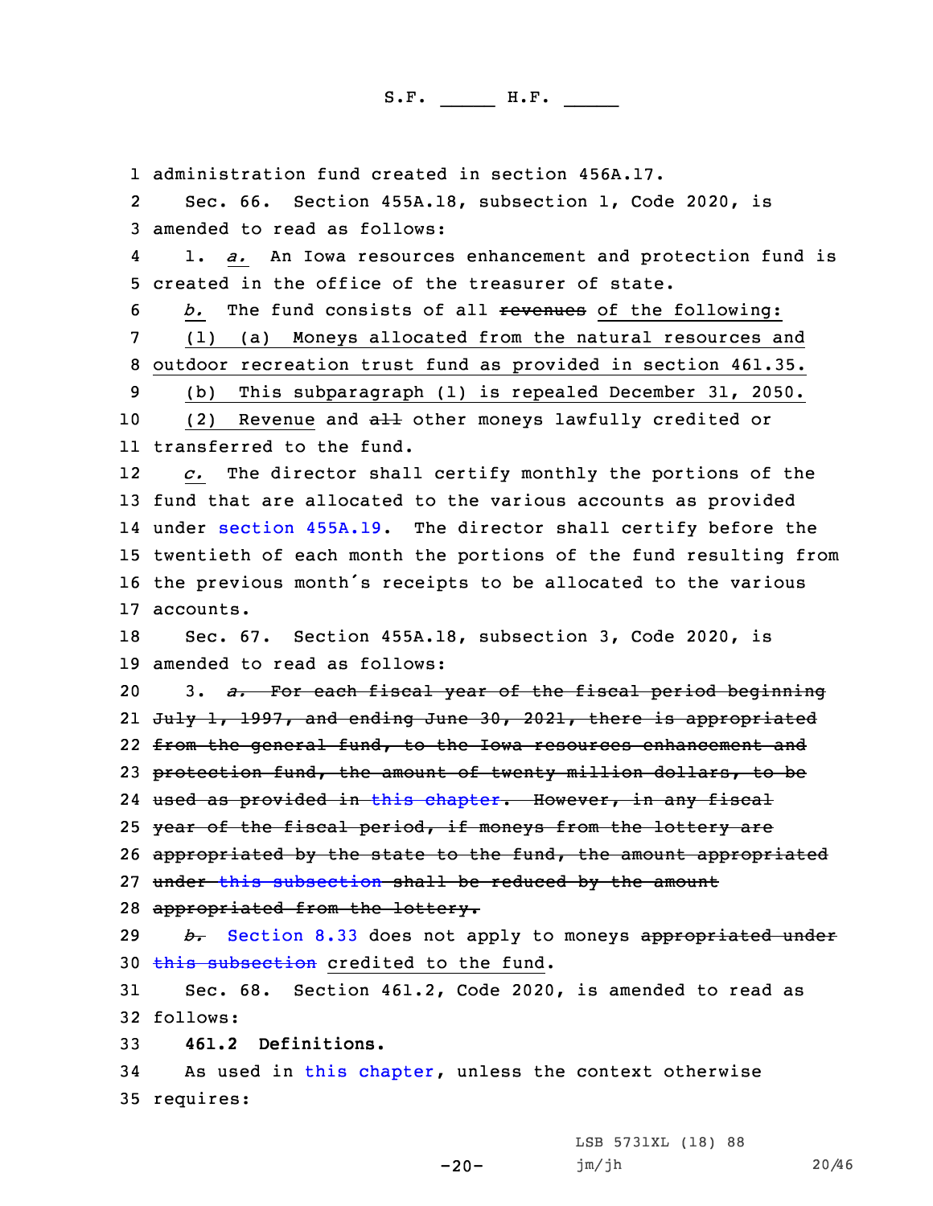administration fund created in section 456A.17.

Sec. 66. Section 455A.18, subsection 1, Code 2020, is amended to read as follows:

1. *a.* An Iowa resources enhancement and protection fund is created in the office of the treasurer of state.

*b.* The fund consists of all ~~revenues~~ of the following:

(1) (a) Moneys allocated from the natural resources and outdoor recreation trust fund as provided in section 461.35.

(b) This subparagraph (1) is repealed December 31, 2050.

(2) Revenue and ~~all~~ other moneys lawfully credited or transferred to the fund.

*c.* The director shall certify monthly the portions of the fund that are allocated to the various accounts as provided under section 455A.19. The director shall certify before the twentieth of each month the portions of the fund resulting from the previous month's receipts to be allocated to the various accounts.

Sec. 67. Section 455A.18, subsection 3, Code 2020, is amended to read as follows:

3. ~~*a.* For each fiscal year of the fiscal period beginning July 1, 1997, and ending June 30, 2021, there is appropriated from the general fund, to the Iowa resources enhancement and protection fund, the amount of twenty million dollars, to be used as provided in this chapter. However, in any fiscal year of the fiscal period, if moneys from the lottery are appropriated by the state to the fund, the amount appropriated under this subsection shall be reduced by the amount appropriated from the lottery.~~

~~*b.*~~ Section 8.33 does not apply to moneys ~~appropriated under this subsection~~ credited to the fund.

Sec. 68. Section 461.2, Code 2020, is amended to read as follows:

**461.2 Definitions.**

As used in this chapter, unless the context otherwise requires: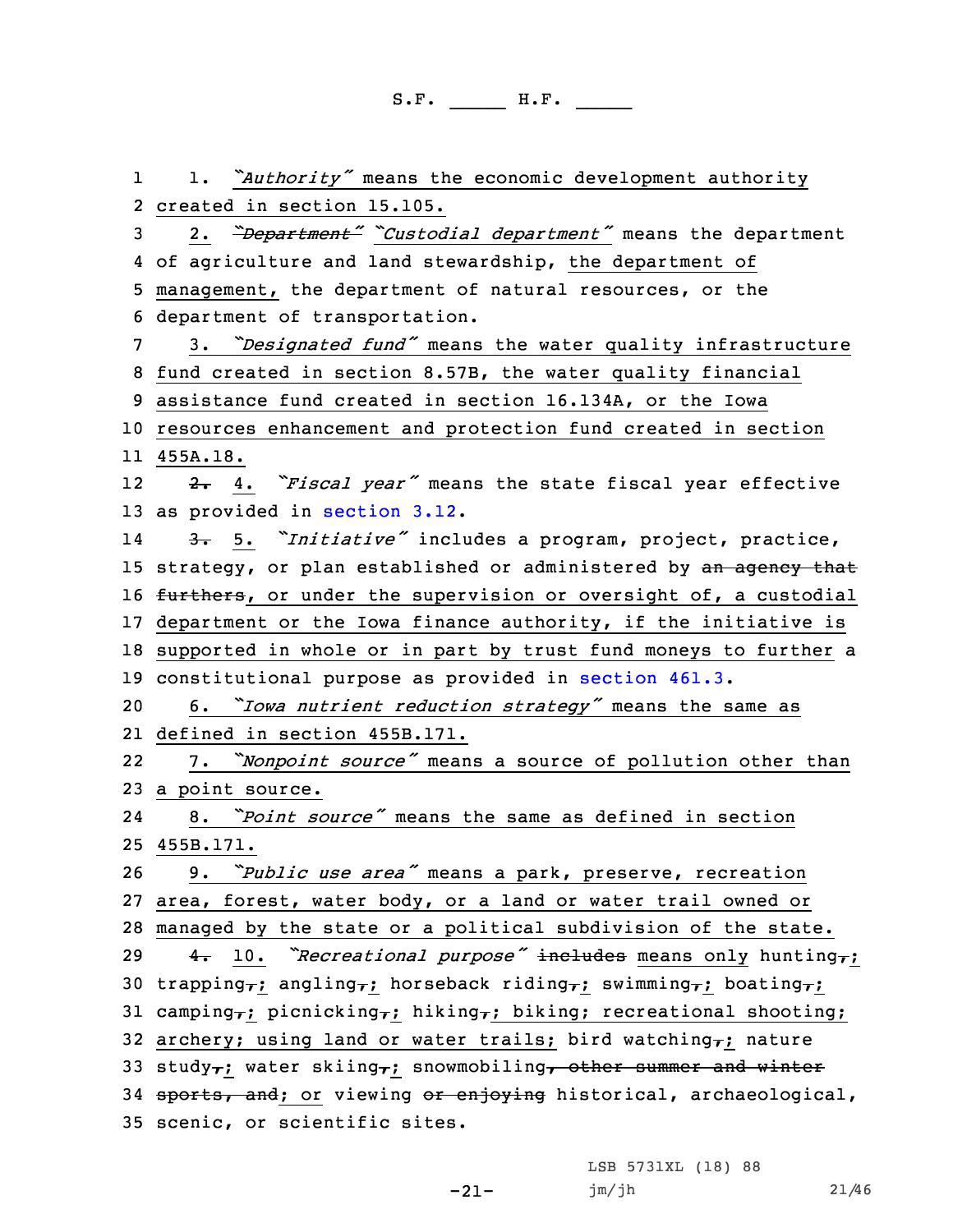1. *"Authority"* means the economic development authority created in section 15.105.

2. ~~*"Department"*~~ *"Custodial department"* means the department of agriculture and land stewardship, the department of management, the department of natural resources, or the department of transportation.

3. *"Designated fund"* means the water quality infrastructure fund created in section 8.57B, the water quality financial assistance fund created in section 16.134A, or the Iowa resources enhancement and protection fund created in section 455A.18.

~~2.~~ 4. *"Fiscal year"* means the state fiscal year effective as provided in section 3.12.

~~3.~~ 5. *"Initiative"* includes a program, project, practice, strategy, or plan established or administered by ~~an agency that furthers~~, or under the supervision or oversight of, a custodial department or the Iowa finance authority, if the initiative is supported in whole or in part by trust fund moneys to further a constitutional purpose as provided in section 461.3.

6. *"Iowa nutrient reduction strategy"* means the same as defined in section 455B.171.

7. *"Nonpoint source"* means a source of pollution other than a point source.

8. *"Point source"* means the same as defined in section 455B.171.

9. *"Public use area"* means a park, preserve, recreation area, forest, water body, or a land or water trail owned or managed by the state or a political subdivision of the state.

~~4.~~ 10. *"Recreational purpose"* ~~includes~~ means only hunting~~,~~; trapping~~,~~; angling~~,~~; horseback riding~~,~~; swimming~~,~~; boating~~,~~; camping~~,~~; picnicking~~,~~; hiking~~,~~; biking; recreational shooting; archery; using land or water trails; bird watching~~,~~; nature study~~,~~; water skiing~~,~~; snowmobiling~~, other summer and winter sports, and~~; or viewing ~~or enjoying~~ historical, archaeological, scenic, or scientific sites.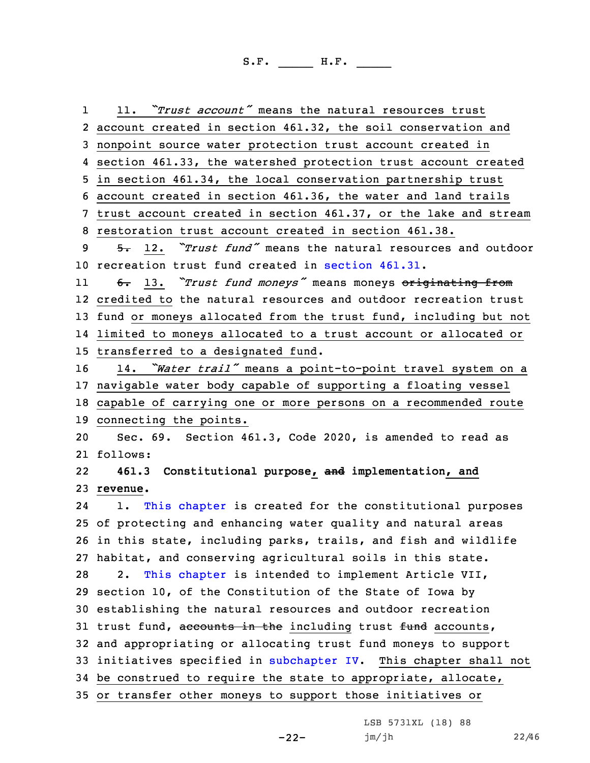11. *"Trust account"* means the natural resources trust account created in section 461.32, the soil conservation and nonpoint source water protection trust account created in section 461.33, the watershed protection trust account created in section 461.34, the local conservation partnership trust account created in section 461.36, the water and land trails trust account created in section 461.37, or the lake and stream restoration trust account created in section 461.38.

~~5.~~ 12. *"Trust fund"* means the natural resources and outdoor recreation trust fund created in section 461.31.

~~6.~~ 13. *"Trust fund moneys"* means moneys ~~originating from~~ credited to the natural resources and outdoor recreation trust fund or moneys allocated from the trust fund, including but not limited to moneys allocated to a trust account or allocated or transferred to a designated fund.

14. *"Water trail"* means a point-to-point travel system on a navigable water body capable of supporting a floating vessel capable of carrying one or more persons on a recommended route connecting the points.

Sec. 69. Section 461.3, Code 2020, is amended to read as follows:

**461.3 Constitutional purpose, ~~and~~ implementation, and revenue.**

1. This chapter is created for the constitutional purposes of protecting and enhancing water quality and natural areas in this state, including parks, trails, and fish and wildlife habitat, and conserving agricultural soils in this state.

2. This chapter is intended to implement Article VII, section 10, of the Constitution of the State of Iowa by establishing the natural resources and outdoor recreation trust fund, ~~accounts in the~~ including trust ~~fund~~ accounts, and appropriating or allocating trust fund moneys to support initiatives specified in subchapter IV. This chapter shall not be construed to require the state to appropriate, allocate, or transfer other moneys to support those initiatives or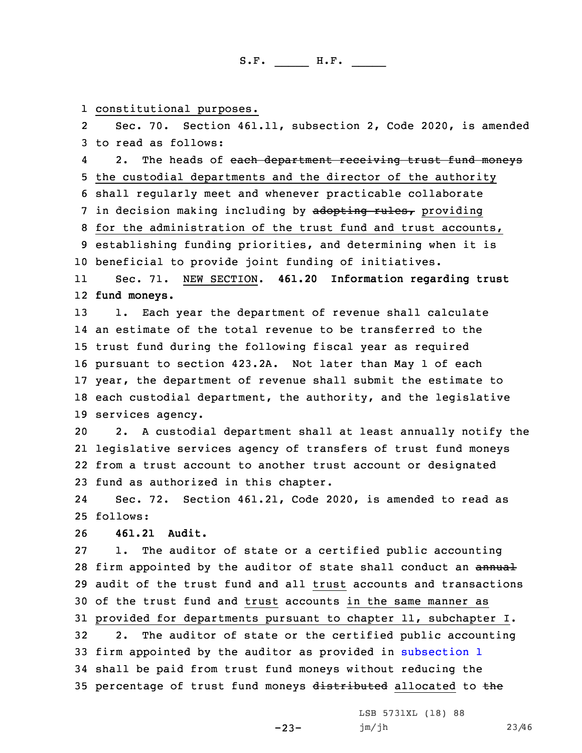constitutional purposes.

Sec. 70. Section 461.11, subsection 2, Code 2020, is amended to read as follows:

2. The heads of ~~each department receiving trust fund moneys~~ the custodial departments and the director of the authority shall regularly meet and whenever practicable collaborate in decision making including by ~~adopting rules,~~ providing for the administration of the trust fund and trust accounts, establishing funding priorities, and determining when it is beneficial to provide joint funding of initiatives.

Sec. 71. NEW SECTION. **461.20 Information regarding trust fund moneys.**

1. Each year the department of revenue shall calculate an estimate of the total revenue to be transferred to the trust fund during the following fiscal year as required pursuant to section 423.2A. Not later than May 1 of each year, the department of revenue shall submit the estimate to each custodial department, the authority, and the legislative services agency.

2. A custodial department shall at least annually notify the legislative services agency of transfers of trust fund moneys from a trust account to another trust account or designated fund as authorized in this chapter.

Sec. 72. Section 461.21, Code 2020, is amended to read as follows:

**461.21 Audit.**

1. The auditor of state or a certified public accounting firm appointed by the auditor of state shall conduct an ~~annual~~ audit of the trust fund and all trust accounts and transactions of the trust fund and trust accounts in the same manner as provided for departments pursuant to chapter 11, subchapter I.

2. The auditor of state or the certified public accounting firm appointed by the auditor as provided in subsection 1 shall be paid from trust fund moneys without reducing the percentage of trust fund moneys ~~distributed~~ allocated to ~~the~~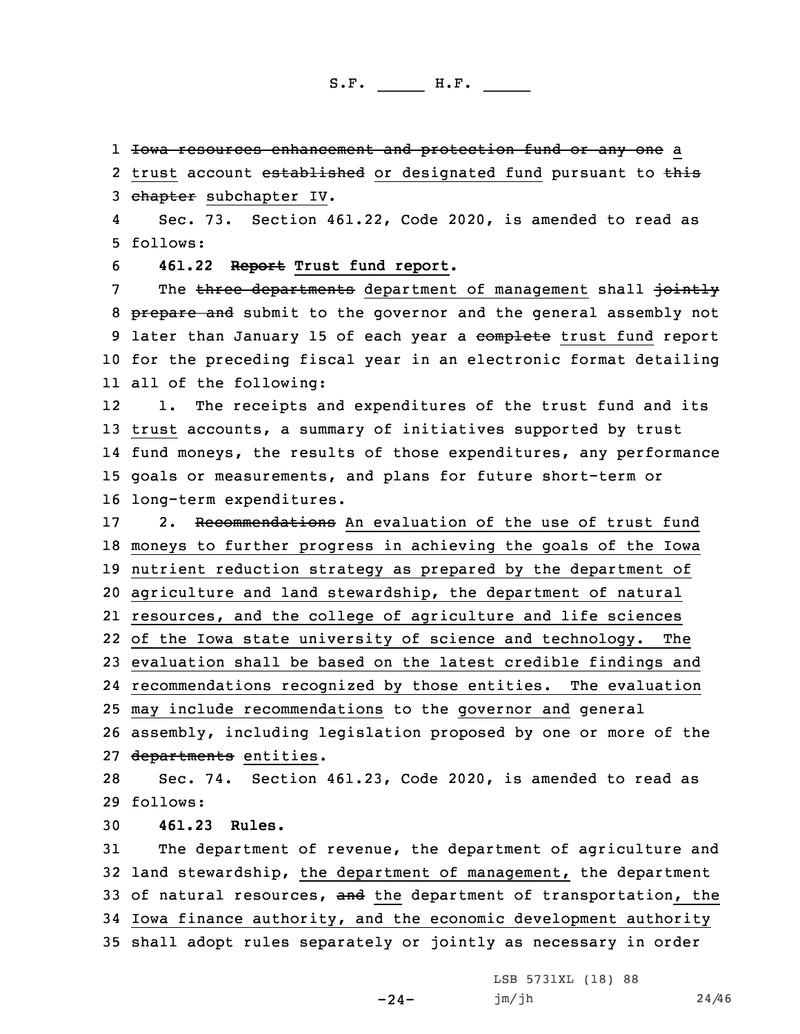Iowa resources enhancement and protection fund or any one a trust account established or designated fund pursuant to this chapter subchapter IV.

Sec. 73. Section 461.22, Code 2020, is amended to read as follows:

**461.22 Report Trust fund report.**

The three departments department of management shall jointly prepare and submit to the governor and the general assembly not later than January 15 of each year a complete trust fund report for the preceding fiscal year in an electronic format detailing all of the following:

1. The receipts and expenditures of the trust fund and its trust accounts, a summary of initiatives supported by trust fund moneys, the results of those expenditures, any performance goals or measurements, and plans for future short-term or long-term expenditures.

2. Recommendations An evaluation of the use of trust fund moneys to further progress in achieving the goals of the Iowa nutrient reduction strategy as prepared by the department of agriculture and land stewardship, the department of natural resources, and the college of agriculture and life sciences of the Iowa state university of science and technology. The evaluation shall be based on the latest credible findings and recommendations recognized by those entities. The evaluation may include recommendations to the governor and general assembly, including legislation proposed by one or more of the departments entities.

Sec. 74. Section 461.23, Code 2020, is amended to read as follows:

**461.23 Rules.**

The department of revenue, the department of agriculture and land stewardship, the department of management, the department of natural resources, and the department of transportation, the Iowa finance authority, and the economic development authority shall adopt rules separately or jointly as necessary in order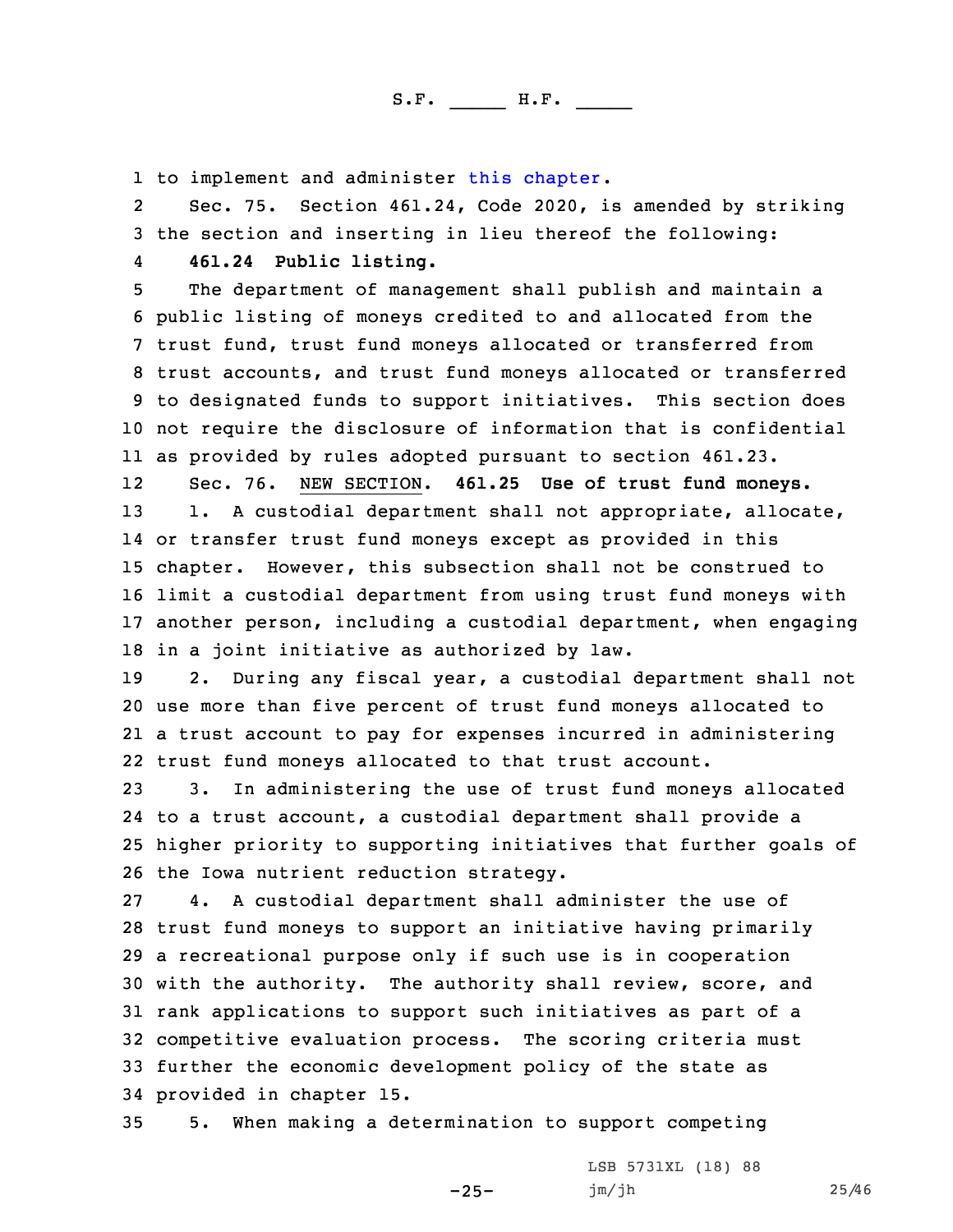to implement and administer this chapter.

Sec. 75. Section 461.24, Code 2020, is amended by striking the section and inserting in lieu thereof the following:

**461.24 Public listing.**

The department of management shall publish and maintain a public listing of moneys credited to and allocated from the trust fund, trust fund moneys allocated or transferred from trust accounts, and trust fund moneys allocated or transferred to designated funds to support initiatives. This section does not require the disclosure of information that is confidential as provided by rules adopted pursuant to section 461.23.

Sec. 76. NEW SECTION. **461.25 Use of trust fund moneys.**

1. A custodial department shall not appropriate, allocate, or transfer trust fund moneys except as provided in this chapter. However, this subsection shall not be construed to limit a custodial department from using trust fund moneys with another person, including a custodial department, when engaging in a joint initiative as authorized by law.

2. During any fiscal year, a custodial department shall not use more than five percent of trust fund moneys allocated to a trust account to pay for expenses incurred in administering trust fund moneys allocated to that trust account.

3. In administering the use of trust fund moneys allocated to a trust account, a custodial department shall provide a higher priority to supporting initiatives that further goals of the Iowa nutrient reduction strategy.

4. A custodial department shall administer the use of trust fund moneys to support an initiative having primarily a recreational purpose only if such use is in cooperation with the authority. The authority shall review, score, and rank applications to support such initiatives as part of a competitive evaluation process. The scoring criteria must further the economic development policy of the state as provided in chapter 15.

5. When making a determination to support competing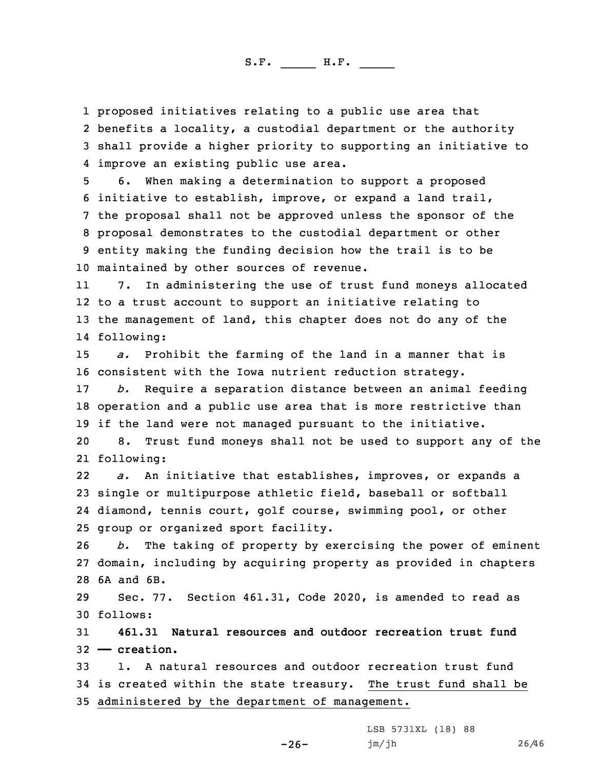proposed initiatives relating to a public use area that benefits a locality, a custodial department or the authority shall provide a higher priority to supporting an initiative to improve an existing public use area.

6. When making a determination to support a proposed initiative to establish, improve, or expand a land trail, the proposal shall not be approved unless the sponsor of the proposal demonstrates to the custodial department or other entity making the funding decision how the trail is to be maintained by other sources of revenue.

7. In administering the use of trust fund moneys allocated to a trust account to support an initiative relating to the management of land, this chapter does not do any of the following:

*a.* Prohibit the farming of the land in a manner that is consistent with the Iowa nutrient reduction strategy.

*b.* Require a separation distance between an animal feeding operation and a public use area that is more restrictive than if the land were not managed pursuant to the initiative.

8. Trust fund moneys shall not be used to support any of the following:

*a.* An initiative that establishes, improves, or expands a single or multipurpose athletic field, baseball or softball diamond, tennis court, golf course, swimming pool, or other group or organized sport facility.

*b.* The taking of property by exercising the power of eminent domain, including by acquiring property as provided in chapters 6A and 6B.

Sec. 77. Section 461.31, Code 2020, is amended to read as follows:

**461.31 Natural resources and outdoor recreation trust fund — creation.**

1. A natural resources and outdoor recreation trust fund is created within the state treasury. <u>The trust fund shall be administered by the department of management.</u>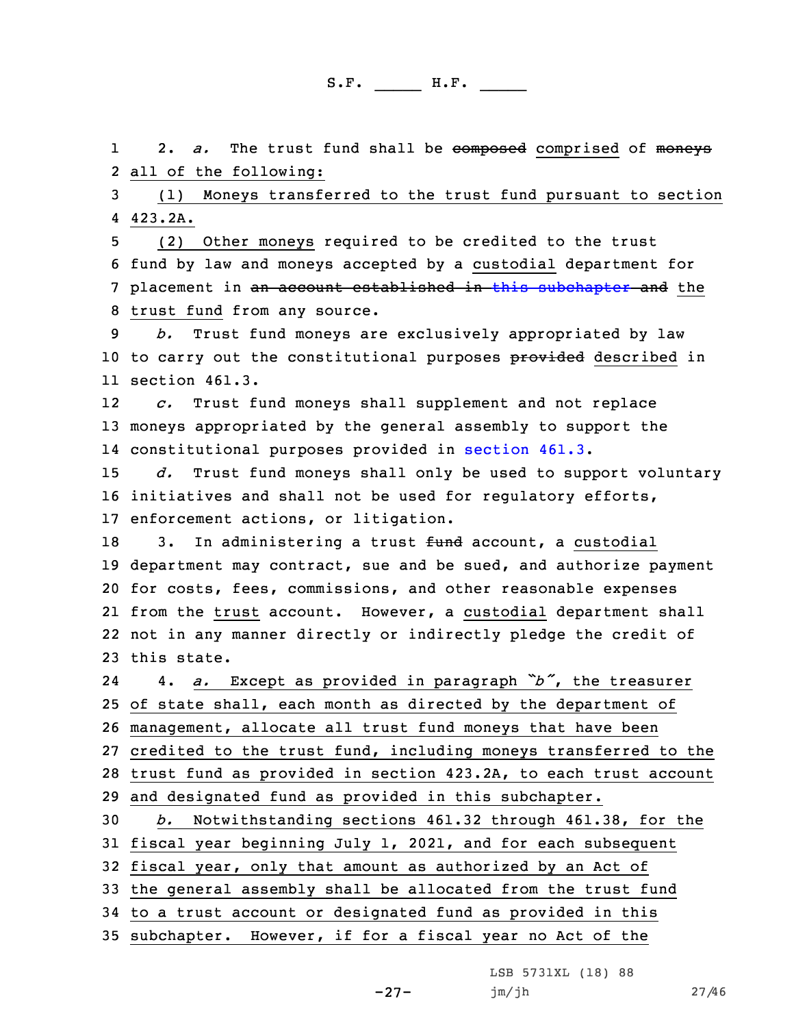2. *a.* The trust fund shall be ~~composed~~ comprised of ~~moneys~~ all of the following:

(1) Moneys transferred to the trust fund pursuant to section 423.2A.

(2) Other moneys required to be credited to the trust fund by law and moneys accepted by a custodial department for placement in ~~an account established in this subchapter and~~ the trust fund from any source.

*b.* Trust fund moneys are exclusively appropriated by law to carry out the constitutional purposes ~~provided~~ described in section 461.3.

*c.* Trust fund moneys shall supplement and not replace moneys appropriated by the general assembly to support the constitutional purposes provided in section 461.3.

*d.* Trust fund moneys shall only be used to support voluntary initiatives and shall not be used for regulatory efforts, enforcement actions, or litigation.

3. In administering a trust ~~fund~~ account, a custodial department may contract, sue and be sued, and authorize payment for costs, fees, commissions, and other reasonable expenses from the trust account. However, a custodial department shall not in any manner directly or indirectly pledge the credit of this state.

4. *a.* Except as provided in paragraph *"b"*, the treasurer of state shall, each month as directed by the department of management, allocate all trust fund moneys that have been credited to the trust fund, including moneys transferred to the trust fund as provided in section 423.2A, to each trust account and designated fund as provided in this subchapter.

*b.* Notwithstanding sections 461.32 through 461.38, for the fiscal year beginning July 1, 2021, and for each subsequent fiscal year, only that amount as authorized by an Act of the general assembly shall be allocated from the trust fund to a trust account or designated fund as provided in this subchapter. However, if for a fiscal year no Act of the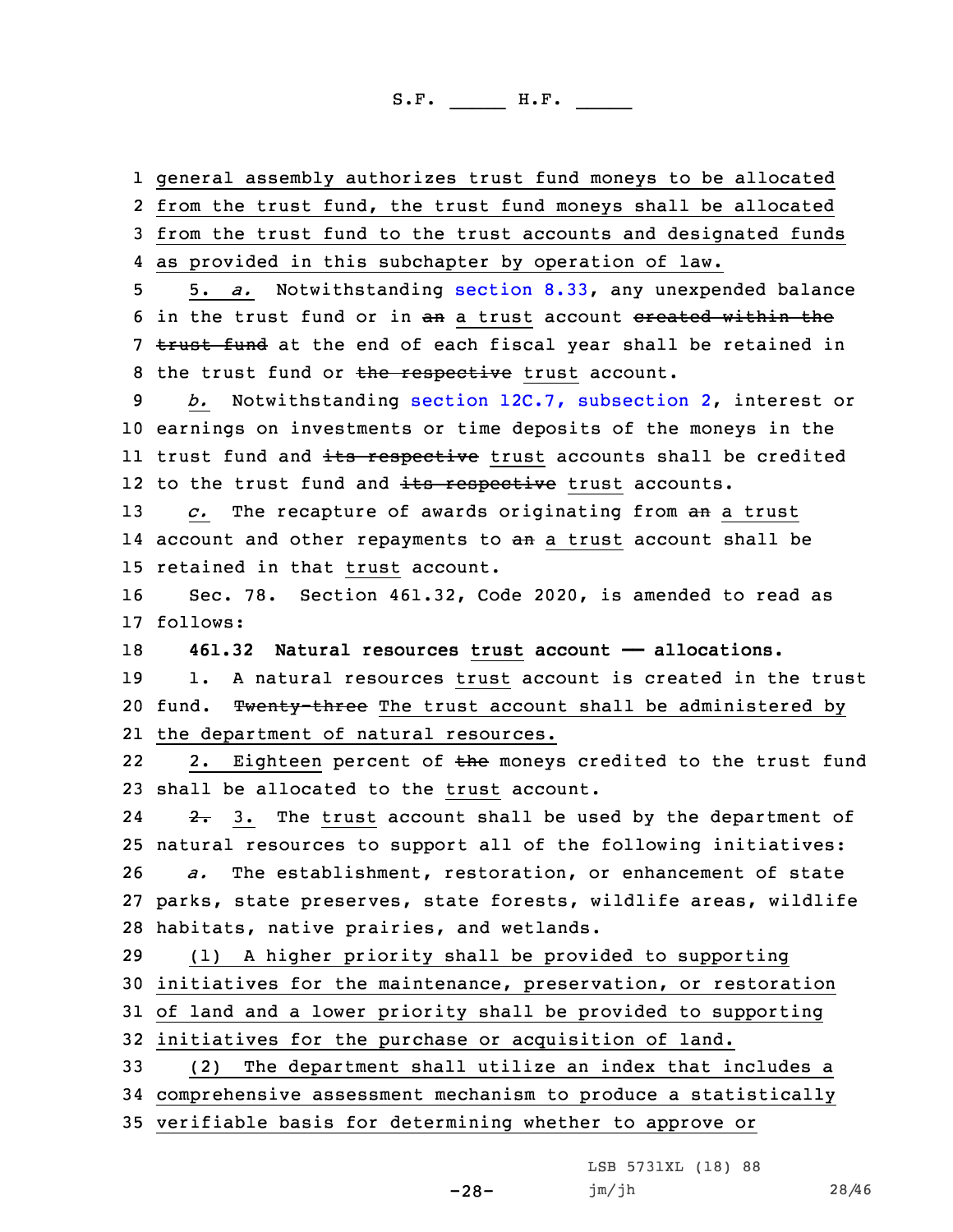general assembly authorizes trust fund moneys to be allocated from the trust fund, the trust fund moneys shall be allocated from the trust fund to the trust accounts and designated funds as provided in this subchapter by operation of law.

5. *a.* Notwithstanding section 8.33, any unexpended balance in the trust fund or in ~~an~~ a trust account ~~created within the trust fund~~ at the end of each fiscal year shall be retained in the trust fund or ~~the respective~~ trust account.

*b.* Notwithstanding section 12C.7, subsection 2, interest or earnings on investments or time deposits of the moneys in the trust fund and ~~its respective~~ trust accounts shall be credited to the trust fund and ~~its respective~~ trust accounts.

*c.* The recapture of awards originating from ~~an~~ a trust account and other repayments to ~~an~~ a trust account shall be retained in that trust account.

Sec. 78. Section 461.32, Code 2020, is amended to read as follows:

**461.32 Natural resources trust account — allocations.**

1. A natural resources trust account is created in the trust fund. ~~Twenty-three~~ The trust account shall be administered by the department of natural resources.

2. Eighteen percent of ~~the~~ moneys credited to the trust fund shall be allocated to the trust account.

~~2.~~ 3. The trust account shall be used by the department of natural resources to support all of the following initiatives:

*a.* The establishment, restoration, or enhancement of state parks, state preserves, state forests, wildlife areas, wildlife habitats, native prairies, and wetlands.

(1) A higher priority shall be provided to supporting initiatives for the maintenance, preservation, or restoration of land and a lower priority shall be provided to supporting initiatives for the purchase or acquisition of land.

(2) The department shall utilize an index that includes a comprehensive assessment mechanism to produce a statistically verifiable basis for determining whether to approve or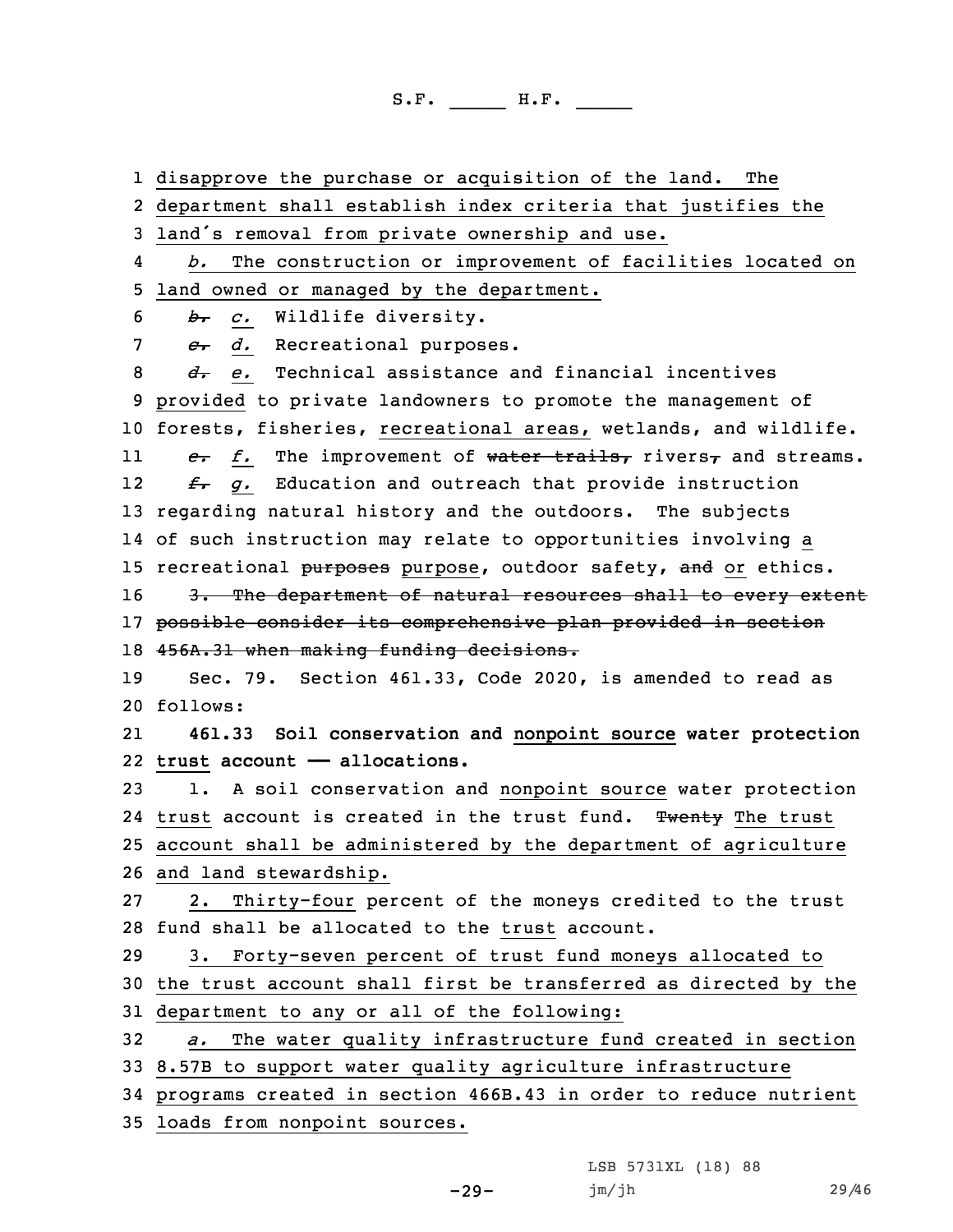disapprove the purchase or acquisition of the land. The department shall establish index criteria that justifies the land's removal from private ownership and use.

*b.* The construction or improvement of facilities located on land owned or managed by the department.

~~*b.*~~ *c.* Wildlife diversity.

~~*c.*~~ *d.* Recreational purposes.

~~*d.*~~ *e.* Technical assistance and financial incentives provided to private landowners to promote the management of forests, fisheries, recreational areas, wetlands, and wildlife.

~~*e.*~~ *f.* The improvement of ~~water trails,~~ rivers~~,~~ and streams.

~~*f.*~~ *g.* Education and outreach that provide instruction regarding natural history and the outdoors. The subjects of such instruction may relate to opportunities involving a recreational ~~purposes~~ purpose, outdoor safety, ~~and~~ or ethics.

~~3. The department of natural resources shall to every extent possible consider its comprehensive plan provided in section 456A.31 when making funding decisions.~~

Sec. 79. Section 461.33, Code 2020, is amended to read as follows:

**461.33 Soil conservation and nonpoint source water protection trust account — allocations.**

1. A soil conservation and nonpoint source water protection trust account is created in the trust fund. ~~Twenty~~ The trust account shall be administered by the department of agriculture and land stewardship.

2. Thirty-four percent of the moneys credited to the trust fund shall be allocated to the trust account.

3. Forty-seven percent of trust fund moneys allocated to the trust account shall first be transferred as directed by the department to any or all of the following:

*a.* The water quality infrastructure fund created in section 8.57B to support water quality agriculture infrastructure programs created in section 466B.43 in order to reduce nutrient loads from nonpoint sources.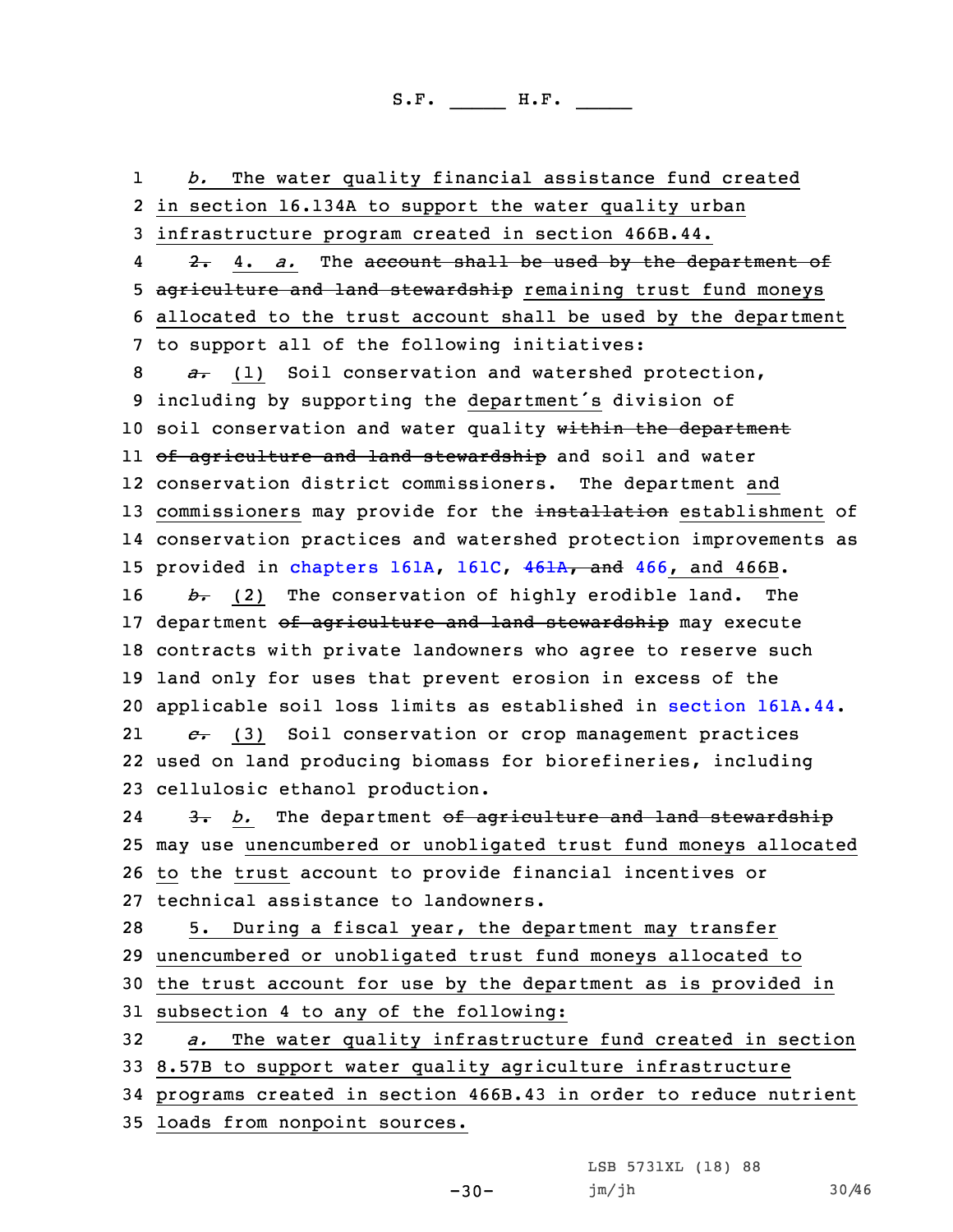1 *b.* The water quality financial assistance fund created
2 in section 16.134A to support the water quality urban
3 infrastructure program created in section 466B.44.
4 ~~2.~~ 4. *a.* The ~~account shall be used by the department of~~
5 ~~agriculture and land stewardship~~ remaining trust fund moneys
6 allocated to the trust account shall be used by the department
7 to support all of the following initiatives:
8 ~~*a.*~~ (1) Soil conservation and watershed protection,
9 including by supporting the department's division of
10 soil conservation and water quality ~~within the department~~
11 ~~of agriculture and land stewardship~~ and soil and water
12 conservation district commissioners. The department and
13 commissioners may provide for the ~~installation~~ establishment of
14 conservation practices and watershed protection improvements as
15 provided in chapters 161A, 161C, ~~461A, and~~ 466, and 466B.
16 ~~*b.*~~ (2) The conservation of highly erodible land. The
17 department ~~of agriculture and land stewardship~~ may execute
18 contracts with private landowners who agree to reserve such
19 land only for uses that prevent erosion in excess of the
20 applicable soil loss limits as established in section 161A.44.
21 ~~*c.*~~ (3) Soil conservation or crop management practices
22 used on land producing biomass for biorefineries, including
23 cellulosic ethanol production.
24 ~~3.~~ *b.* The department ~~of agriculture and land stewardship~~
25 may use unencumbered or unobligated trust fund moneys allocated
26 to the trust account to provide financial incentives or
27 technical assistance to landowners.
28 5. During a fiscal year, the department may transfer
29 unencumbered or unobligated trust fund moneys allocated to
30 the trust account for use by the department as is provided in
31 subsection 4 to any of the following:
32 *a.* The water quality infrastructure fund created in section
33 8.57B to support water quality agriculture infrastructure
34 programs created in section 466B.43 in order to reduce nutrient
35 loads from nonpoint sources.

LSB 5731XL (18) 88
jm/jh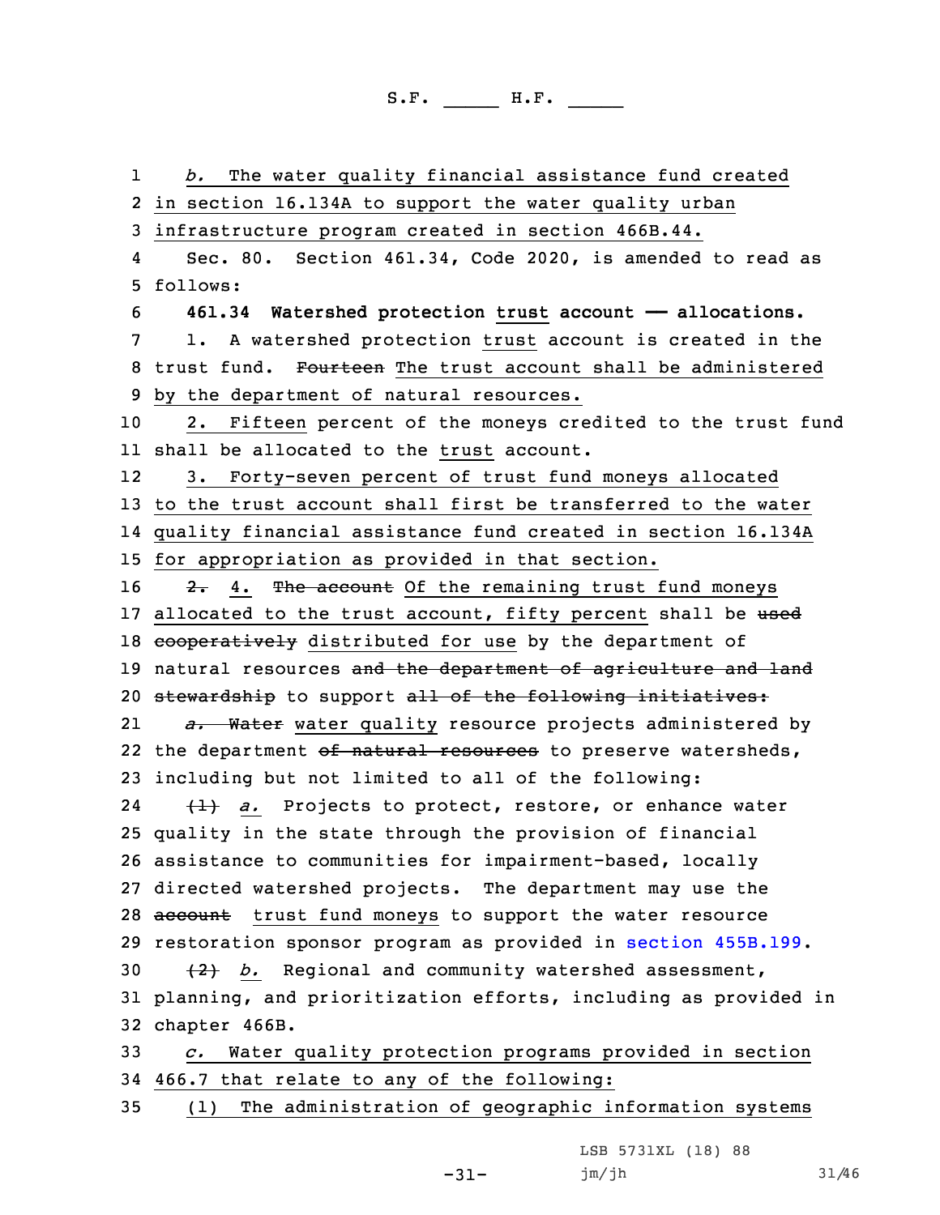*b.* The water quality financial assistance fund created in section 16.134A to support the water quality urban infrastructure program created in section 466B.44.

Sec. 80. Section 461.34, Code 2020, is amended to read as follows:

**461.34 Watershed protection trust account —— allocations.**

1. A watershed protection trust account is created in the trust fund. ~~Fourteen~~ The trust account shall be administered by the department of natural resources.

2. Fifteen percent of the moneys credited to the trust fund shall be allocated to the trust account.

3. Forty-seven percent of trust fund moneys allocated to the trust account shall first be transferred to the water quality financial assistance fund created in section 16.134A for appropriation as provided in that section.

~~2.~~ 4. ~~The account~~ Of the remaining trust fund moneys allocated to the trust account, fifty percent shall be ~~used cooperatively~~ distributed for use by the department of natural resources ~~and the department of agriculture and land stewardship~~ to support ~~all of the following initiatives:~~

~~*a.* Water~~ water quality resource projects administered by the department ~~of natural resources~~ to preserve watersheds, including but not limited to all of the following:

~~(1)~~ *a.* Projects to protect, restore, or enhance water quality in the state through the provision of financial assistance to communities for impairment-based, locally directed watershed projects. The department may use the ~~account~~ trust fund moneys to support the water resource restoration sponsor program as provided in section 455B.199.

~~(2)~~ *b.* Regional and community watershed assessment, planning, and prioritization efforts, including as provided in chapter 466B.

*c.* Water quality protection programs provided in section 466.7 that relate to any of the following:

(1) The administration of geographic information systems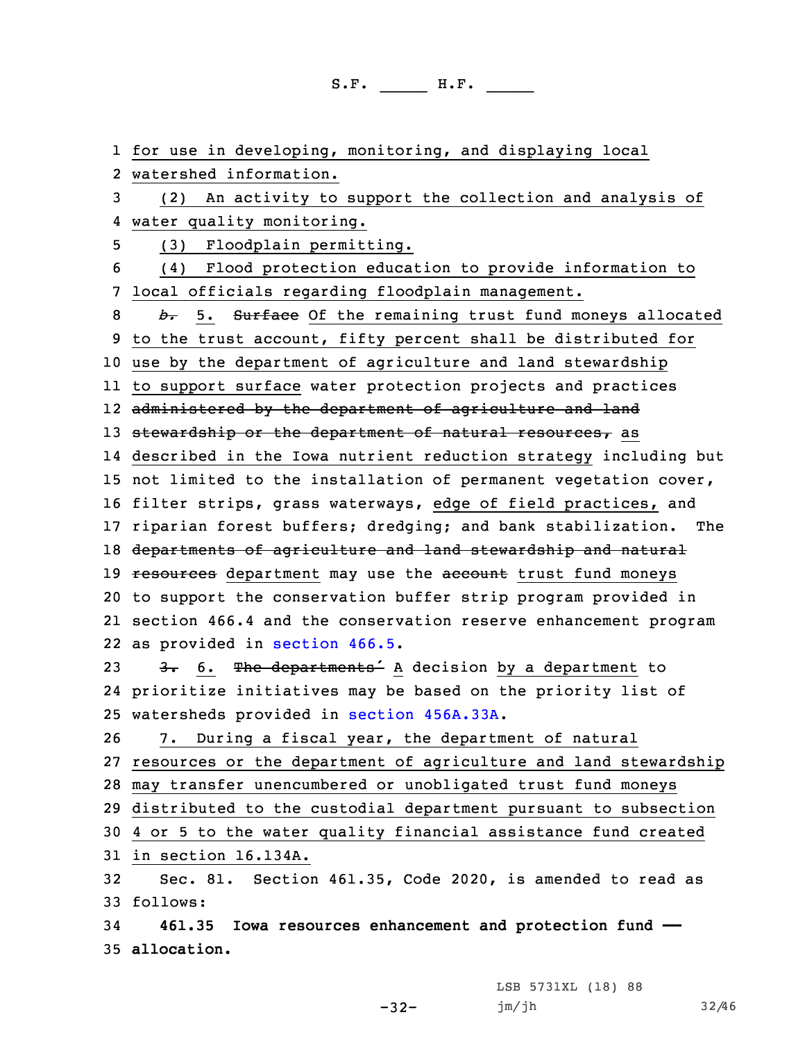1 for use in developing, monitoring, and displaying local
2 watershed information.
3 (2) An activity to support the collection and analysis of
4 water quality monitoring.
5 (3) Floodplain permitting.
6 (4) Flood protection education to provide information to
7 local officials regarding floodplain management.
8 ~~*b.*~~ 5. ~~Surface~~ Of the remaining trust fund moneys allocated
9 to the trust account, fifty percent shall be distributed for
10 use by the department of agriculture and land stewardship
11 to support surface water protection projects and practices
12 ~~administered by the department of agriculture and land~~
13 ~~stewardship or the department of natural resources,~~ as
14 described in the Iowa nutrient reduction strategy including but
15 not limited to the installation of permanent vegetation cover,
16 filter strips, grass waterways, edge of field practices, and
17 riparian forest buffers; dredging; and bank stabilization. The
18 ~~departments of agriculture and land stewardship and natural~~
19 ~~resources~~ department may use the ~~account~~ trust fund moneys
20 to support the conservation buffer strip program provided in
21 section 466.4 and the conservation reserve enhancement program
22 as provided in section 466.5.
23 ~~3.~~ 6. ~~The departments'~~ A decision by a department to
24 prioritize initiatives may be based on the priority list of
25 watersheds provided in section 456A.33A.
26 7. During a fiscal year, the department of natural
27 resources or the department of agriculture and land stewardship
28 may transfer unencumbered or unobligated trust fund moneys
29 distributed to the custodial department pursuant to subsection
30 4 or 5 to the water quality financial assistance fund created
31 in section 16.134A.
32 Sec. 81. Section 461.35, Code 2020, is amended to read as
33 follows:
34 **461.35 Iowa resources enhancement and protection fund —**
35 **allocation.**

LSB 5731XL (18) 88
jm/jh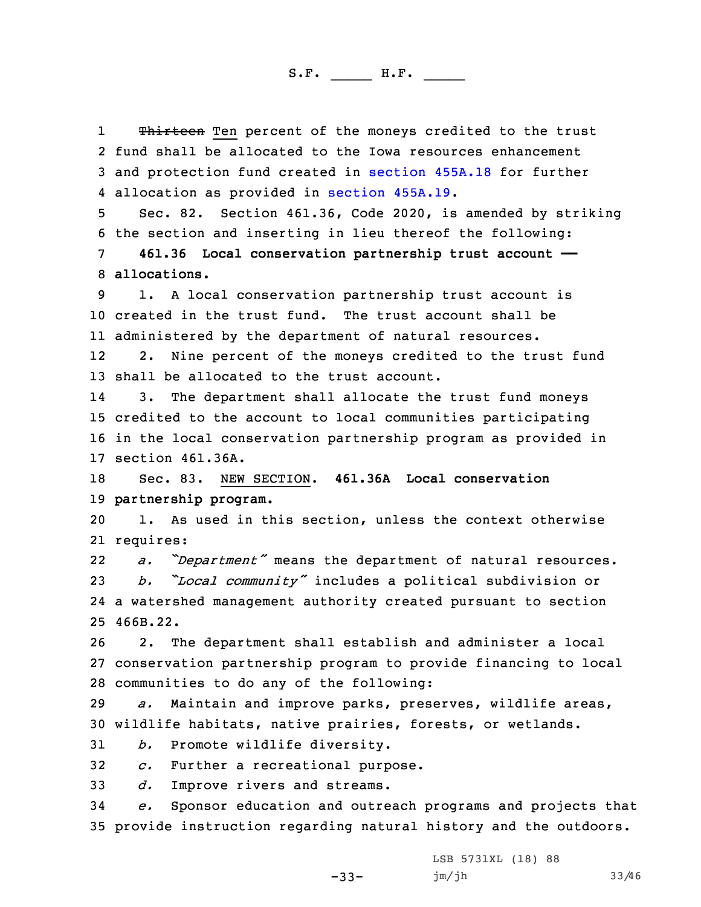~~Thirteen~~ Ten percent of the moneys credited to the trust fund shall be allocated to the Iowa resources enhancement and protection fund created in section 455A.18 for further allocation as provided in section 455A.19.

Sec. 82. Section 461.36, Code 2020, is amended by striking the section and inserting in lieu thereof the following:

**461.36 Local conservation partnership trust account — allocations.**

1. A local conservation partnership trust account is created in the trust fund. The trust account shall be administered by the department of natural resources.

2. Nine percent of the moneys credited to the trust fund shall be allocated to the trust account.

3. The department shall allocate the trust fund moneys credited to the account to local communities participating in the local conservation partnership program as provided in section 461.36A.

Sec. 83. NEW SECTION. **461.36A Local conservation partnership program.**

1. As used in this section, unless the context otherwise requires:

*a. "Department"* means the department of natural resources.

*b. "Local community"* includes a political subdivision or a watershed management authority created pursuant to section 466B.22.

2. The department shall establish and administer a local conservation partnership program to provide financing to local communities to do any of the following:

*a.* Maintain and improve parks, preserves, wildlife areas, wildlife habitats, native prairies, forests, or wetlands.

*b.* Promote wildlife diversity.

*c.* Further a recreational purpose.

*d.* Improve rivers and streams.

*e.* Sponsor education and outreach programs and projects that provide instruction regarding natural history and the outdoors.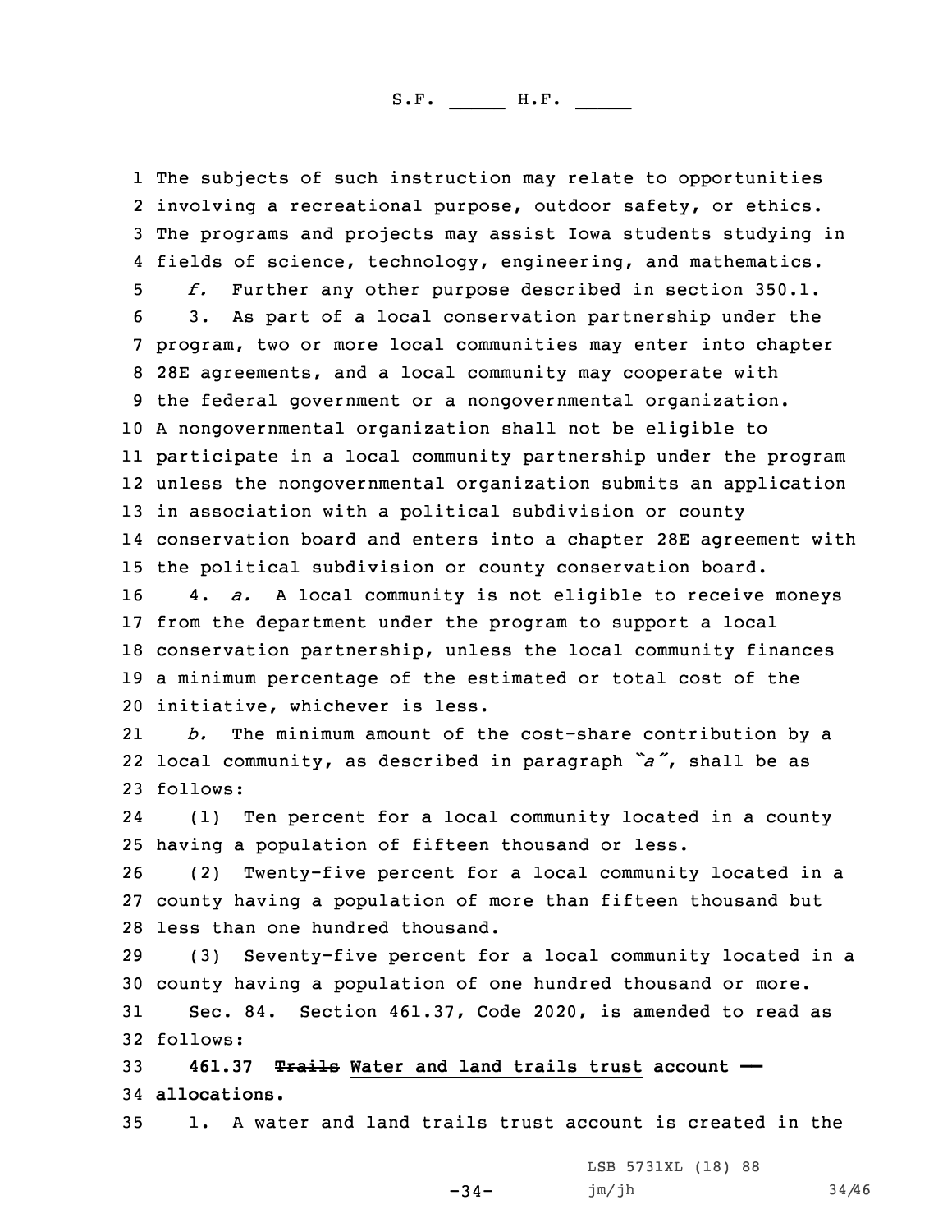The subjects of such instruction may relate to opportunities involving a recreational purpose, outdoor safety, or ethics. The programs and projects may assist Iowa students studying in fields of science, technology, engineering, and mathematics.

*f.* Further any other purpose described in section 350.1.

3. As part of a local conservation partnership under the program, two or more local communities may enter into chapter 28E agreements, and a local community may cooperate with the federal government or a nongovernmental organization. A nongovernmental organization shall not be eligible to participate in a local community partnership under the program unless the nongovernmental organization submits an application in association with a political subdivision or county conservation board and enters into a chapter 28E agreement with the political subdivision or county conservation board.

4. *a.* A local community is not eligible to receive moneys from the department under the program to support a local conservation partnership, unless the local community finances a minimum percentage of the estimated or total cost of the initiative, whichever is less.

*b.* The minimum amount of the cost-share contribution by a local community, as described in paragraph *"a"*, shall be as follows:

(1) Ten percent for a local community located in a county having a population of fifteen thousand or less.

(2) Twenty-five percent for a local community located in a county having a population of more than fifteen thousand but less than one hundred thousand.

(3) Seventy-five percent for a local community located in a county having a population of one hundred thousand or more.

Sec. 84. Section 461.37, Code 2020, is amended to read as follows:

**461.37 ~~Trails~~ Water and land trails trust account — allocations.**

1. A water and land trails trust account is created in the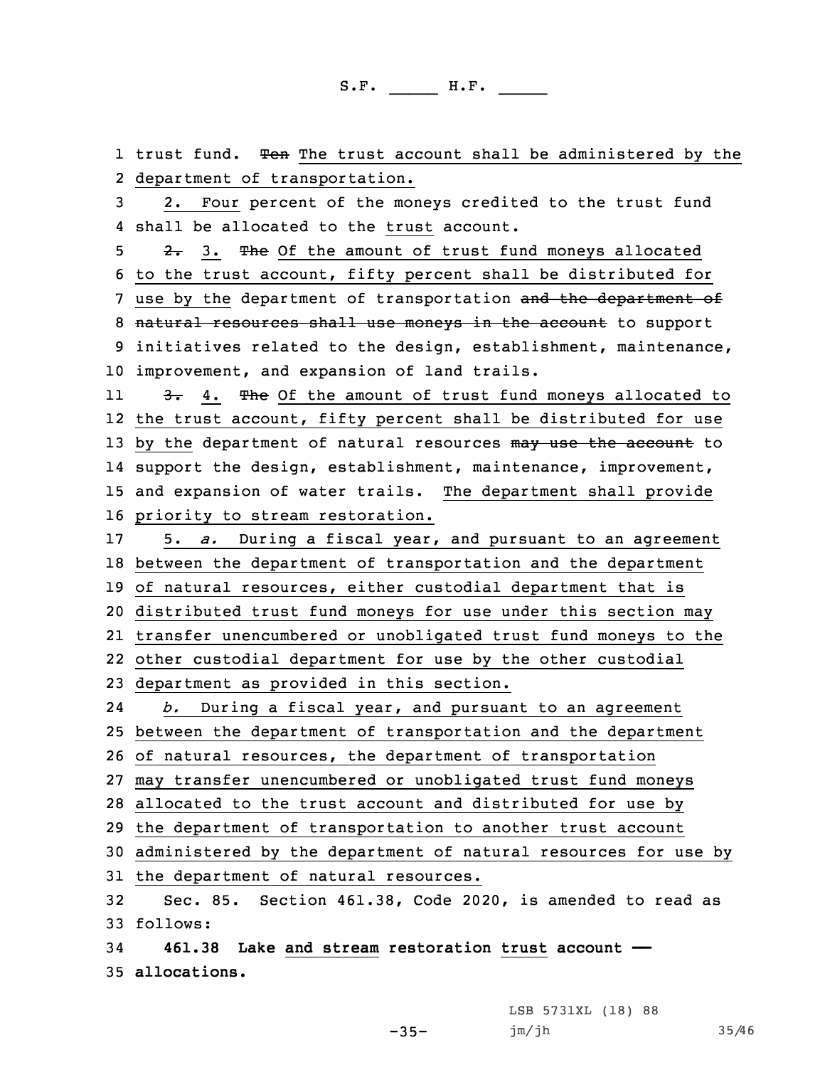trust fund. ~~Ten~~ The trust account shall be administered by the department of transportation.

2. Four percent of the moneys credited to the trust fund shall be allocated to the trust account.

~~2.~~ 3. ~~The~~ Of the amount of trust fund moneys allocated to the trust account, fifty percent shall be distributed for use by the department of transportation ~~and the department of natural resources shall use moneys in the account~~ to support initiatives related to the design, establishment, maintenance, improvement, and expansion of land trails.

~~3.~~ 4. ~~The~~ Of the amount of trust fund moneys allocated to the trust account, fifty percent shall be distributed for use by the department of natural resources ~~may use the account~~ to support the design, establishment, maintenance, improvement, and expansion of water trails. The department shall provide priority to stream restoration.

5. *a.* During a fiscal year, and pursuant to an agreement between the department of transportation and the department of natural resources, either custodial department that is distributed trust fund moneys for use under this section may transfer unencumbered or unobligated trust fund moneys to the other custodial department for use by the other custodial department as provided in this section.

*b.* During a fiscal year, and pursuant to an agreement between the department of transportation and the department of natural resources, the department of transportation may transfer unencumbered or unobligated trust fund moneys allocated to the trust account and distributed for use by the department of transportation to another trust account administered by the department of natural resources for use by the department of natural resources.

Sec. 85. Section 461.38, Code 2020, is amended to read as follows:

**461.38 Lake and stream restoration trust account — allocations.**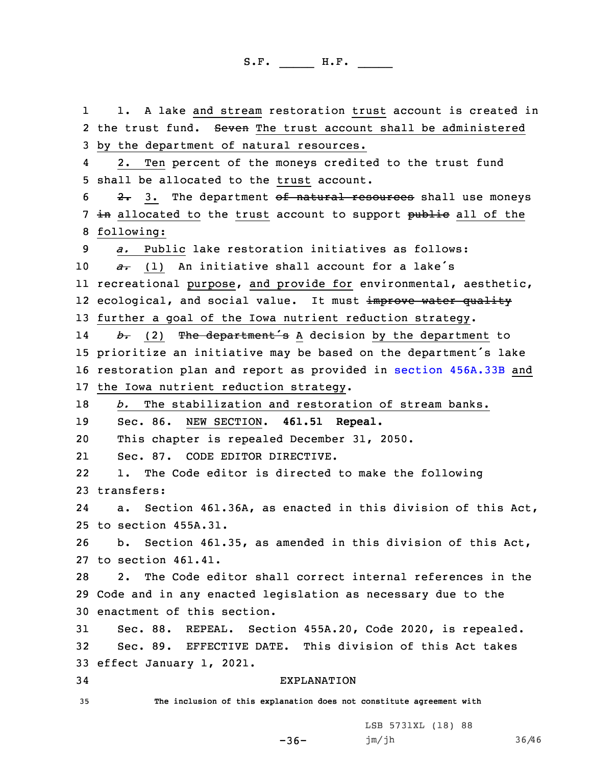1. A lake and stream restoration trust account is created in the trust fund. ~~Seven~~ The trust account shall be administered by the department of natural resources.

2. Ten percent of the moneys credited to the trust fund shall be allocated to the trust account.

~~2.~~ 3. The department ~~of natural resources~~ shall use moneys ~~in~~ allocated to the trust account to support ~~public~~ all of the following:

*a.* Public lake restoration initiatives as follows:

~~*a.*~~ (1) An initiative shall account for a lake's recreational purpose, and provide for environmental, aesthetic, ecological, and social value. It must ~~improve water quality~~ further a goal of the Iowa nutrient reduction strategy.

~~*b.*~~ (2) ~~The department's~~ A decision by the department to prioritize an initiative may be based on the department's lake restoration plan and report as provided in section 456A.33B and the Iowa nutrient reduction strategy.

*b.* The stabilization and restoration of stream banks.

Sec. 86. NEW SECTION. **461.51 Repeal.**

This chapter is repealed December 31, 2050.

Sec. 87. CODE EDITOR DIRECTIVE.

1. The Code editor is directed to make the following transfers:

a. Section 461.36A, as enacted in this division of this Act, to section 455A.31.

b. Section 461.35, as amended in this division of this Act, to section 461.41.

2. The Code editor shall correct internal references in the Code and in any enacted legislation as necessary due to the enactment of this section.

Sec. 88. REPEAL. Section 455A.20, Code 2020, is repealed.

Sec. 89. EFFECTIVE DATE. This division of this Act takes effect January 1, 2021.

EXPLANATION

The inclusion of this explanation does not constitute agreement with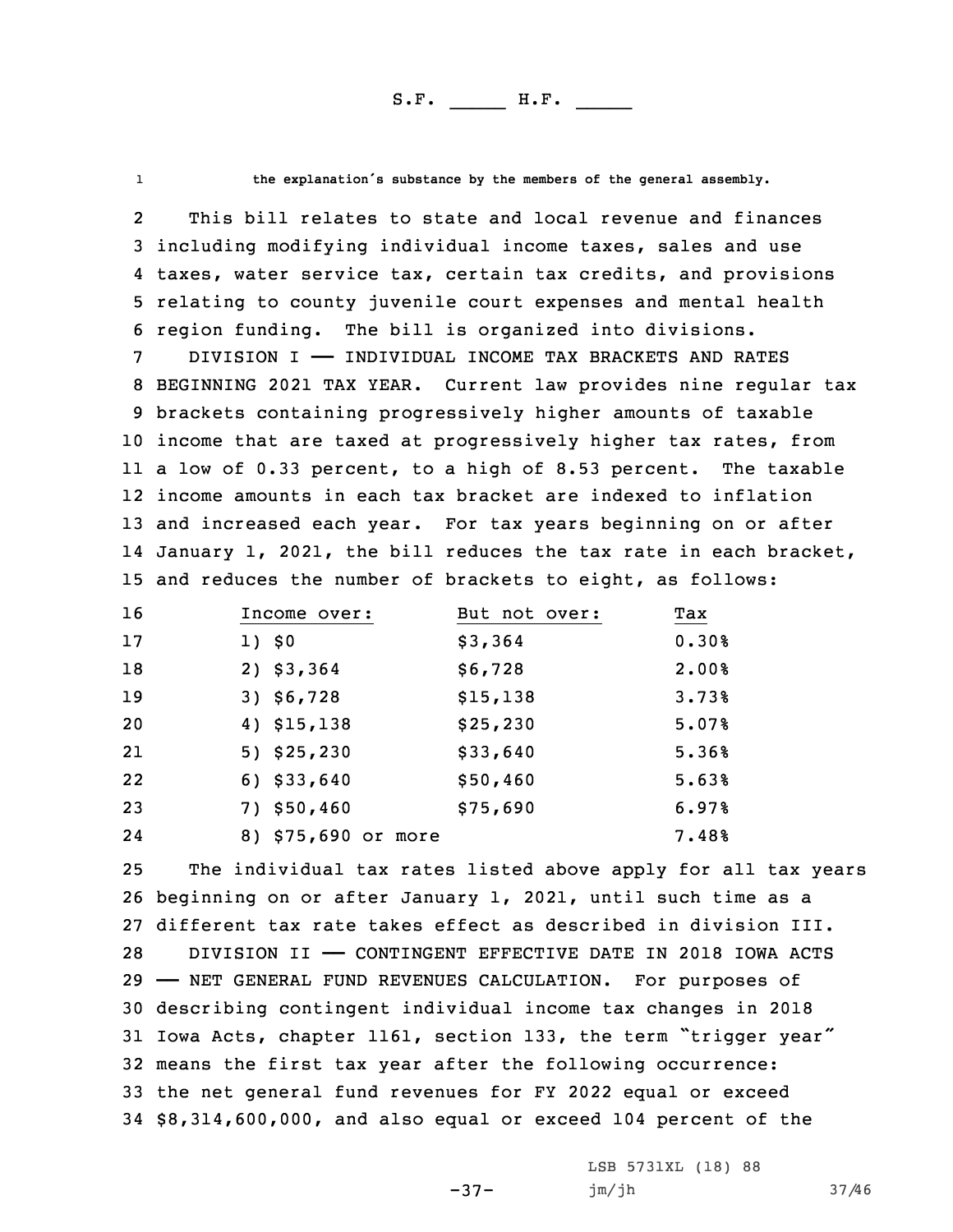the explanation's substance by the members of the general assembly.

This bill relates to state and local revenue and finances including modifying individual income taxes, sales and use taxes, water service tax, certain tax credits, and provisions relating to county juvenile court expenses and mental health region funding. The bill is organized into divisions.

DIVISION I —— INDIVIDUAL INCOME TAX BRACKETS AND RATES BEGINNING 2021 TAX YEAR. Current law provides nine regular tax brackets containing progressively higher amounts of taxable income that are taxed at progressively higher tax rates, from a low of 0.33 percent, to a high of 8.53 percent. The taxable income amounts in each tax bracket are indexed to inflation and increased each year. For tax years beginning on or after January 1, 2021, the bill reduces the tax rate in each bracket, and reduces the number of brackets to eight, as follows:

| Income over: | But not over: | Tax |
|---|---|---|
| 1) $0 | $3,364 | 0.30% |
| 2) $3,364 | $6,728 | 2.00% |
| 3) $6,728 | $15,138 | 3.73% |
| 4) $15,138 | $25,230 | 5.07% |
| 5) $25,230 | $33,640 | 5.36% |
| 6) $33,640 | $50,460 | 5.63% |
| 7) $50,460 | $75,690 | 6.97% |
| 8) $75,690 or more | | 7.48% |

The individual tax rates listed above apply for all tax years beginning on or after January 1, 2021, until such time as a different tax rate takes effect as described in division III.

DIVISION II —— CONTINGENT EFFECTIVE DATE IN 2018 IOWA ACTS —— NET GENERAL FUND REVENUES CALCULATION. For purposes of describing contingent individual income tax changes in 2018 Iowa Acts, chapter 1161, section 133, the term "trigger year" means the first tax year after the following occurrence: the net general fund revenues for FY 2022 equal or exceed $8,314,600,000, and also equal or exceed 104 percent of the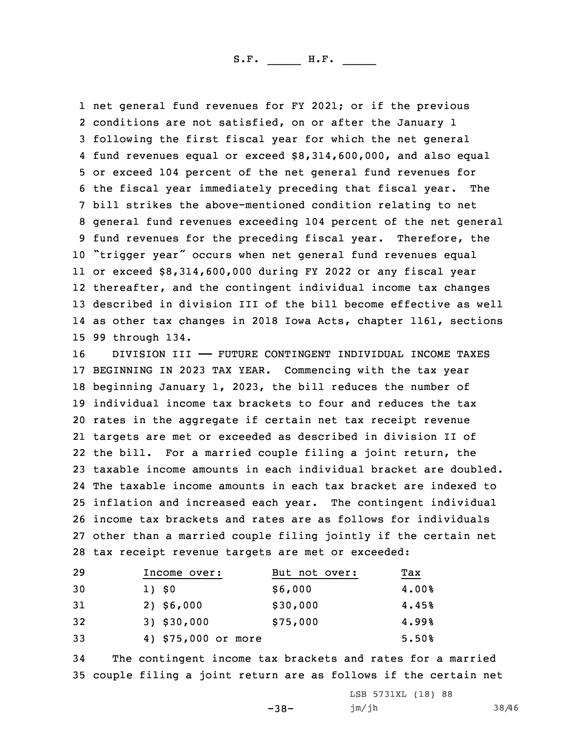net general fund revenues for FY 2021; or if the previous conditions are not satisfied, on or after the January 1 following the first fiscal year for which the net general fund revenues equal or exceed $8,314,600,000, and also equal or exceed 104 percent of the net general fund revenues for the fiscal year immediately preceding that fiscal year. The bill strikes the above-mentioned condition relating to net general fund revenues exceeding 104 percent of the net general fund revenues for the preceding fiscal year. Therefore, the "trigger year" occurs when net general fund revenues equal or exceed $8,314,600,000 during FY 2022 or any fiscal year thereafter, and the contingent individual income tax changes described in division III of the bill become effective as well as other tax changes in 2018 Iowa Acts, chapter 1161, sections 99 through 134.

DIVISION III —— FUTURE CONTINGENT INDIVIDUAL INCOME TAXES BEGINNING IN 2023 TAX YEAR. Commencing with the tax year beginning January 1, 2023, the bill reduces the number of individual income tax brackets to four and reduces the tax rates in the aggregate if certain net tax receipt revenue targets are met or exceeded as described in division II of the bill. For a married couple filing a joint return, the taxable income amounts in each individual bracket are doubled. The taxable income amounts in each tax bracket are indexed to inflation and increased each year. The contingent individual income tax brackets and rates are as follows for individuals other than a married couple filing jointly if the certain net tax receipt revenue targets are met or exceeded:

| Income over: | But not over: | Tax |
|---|---|---|
| 1) $0 | $6,000 | 4.00% |
| 2) $6,000 | $30,000 | 4.45% |
| 3) $30,000 | $75,000 | 4.99% |
| 4) $75,000 or more | | 5.50% |

The contingent income tax brackets and rates for a married couple filing a joint return are as follows if the certain net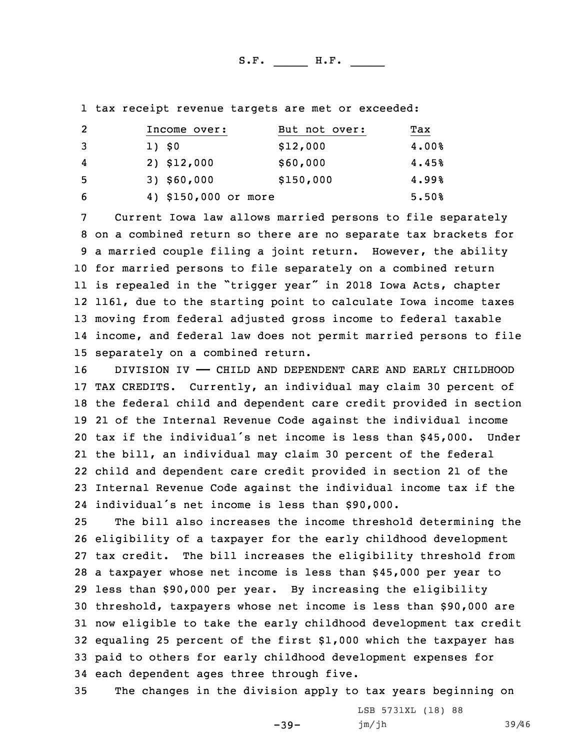tax receipt revenue targets are met or exceeded:

| Income over: | But not over: | Tax |
|---|---|---|
| 1) $0 | $12,000 | 4.00% |
| 2) $12,000 | $60,000 | 4.45% |
| 3) $60,000 | $150,000 | 4.99% |
| 4) $150,000 or more | | 5.50% |

Current Iowa law allows married persons to file separately on a combined return so there are no separate tax brackets for a married couple filing a joint return. However, the ability for married persons to file separately on a combined return is repealed in the "trigger year" in 2018 Iowa Acts, chapter 1161, due to the starting point to calculate Iowa income taxes moving from federal adjusted gross income to federal taxable income, and federal law does not permit married persons to file separately on a combined return.

DIVISION IV —— CHILD AND DEPENDENT CARE AND EARLY CHILDHOOD TAX CREDITS. Currently, an individual may claim 30 percent of the federal child and dependent care credit provided in section 21 of the Internal Revenue Code against the individual income tax if the individual's net income is less than $45,000. Under the bill, an individual may claim 30 percent of the federal child and dependent care credit provided in section 21 of the Internal Revenue Code against the individual income tax if the individual's net income is less than $90,000.

The bill also increases the income threshold determining the eligibility of a taxpayer for the early childhood development tax credit. The bill increases the eligibility threshold from a taxpayer whose net income is less than $45,000 per year to less than $90,000 per year. By increasing the eligibility threshold, taxpayers whose net income is less than $90,000 are now eligible to take the early childhood development tax credit equaling 25 percent of the first $1,000 which the taxpayer has paid to others for early childhood development expenses for each dependent ages three through five.

The changes in the division apply to tax years beginning on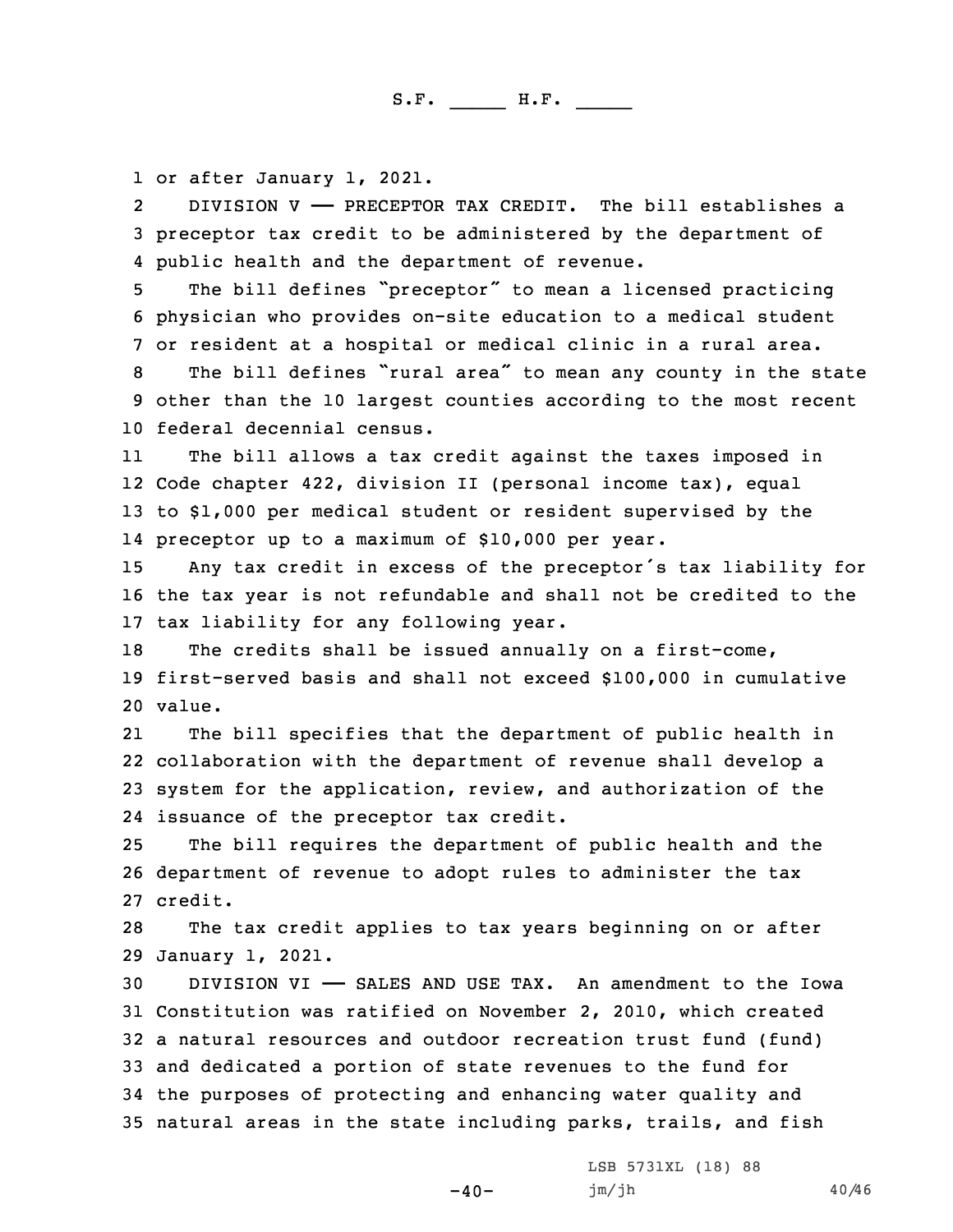or after January 1, 2021.

DIVISION V —— PRECEPTOR TAX CREDIT. The bill establishes a preceptor tax credit to be administered by the department of public health and the department of revenue.

The bill defines "preceptor" to mean a licensed practicing physician who provides on-site education to a medical student or resident at a hospital or medical clinic in a rural area.

The bill defines "rural area" to mean any county in the state other than the 10 largest counties according to the most recent federal decennial census.

The bill allows a tax credit against the taxes imposed in Code chapter 422, division II (personal income tax), equal to $1,000 per medical student or resident supervised by the preceptor up to a maximum of $10,000 per year.

Any tax credit in excess of the preceptor's tax liability for the tax year is not refundable and shall not be credited to the tax liability for any following year.

The credits shall be issued annually on a first-come, first-served basis and shall not exceed $100,000 in cumulative value.

The bill specifies that the department of public health in collaboration with the department of revenue shall develop a system for the application, review, and authorization of the issuance of the preceptor tax credit.

The bill requires the department of public health and the department of revenue to adopt rules to administer the tax credit.

The tax credit applies to tax years beginning on or after January 1, 2021.

DIVISION VI —— SALES AND USE TAX. An amendment to the Iowa Constitution was ratified on November 2, 2010, which created a natural resources and outdoor recreation trust fund (fund) and dedicated a portion of state revenues to the fund for the purposes of protecting and enhancing water quality and natural areas in the state including parks, trails, and fish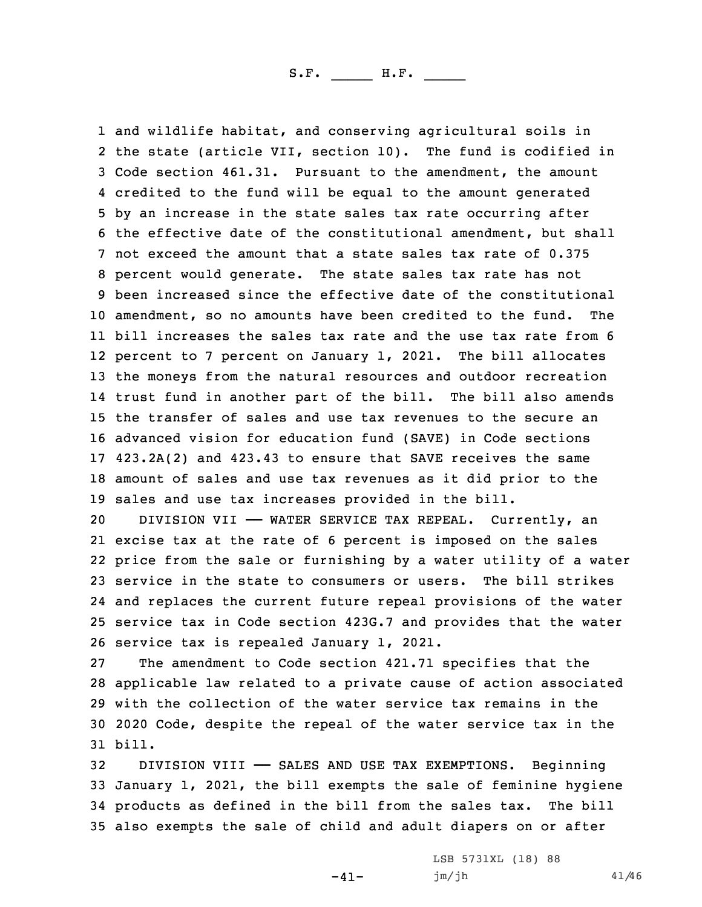and wildlife habitat, and conserving agricultural soils in the state (article VII, section 10). The fund is codified in Code section 461.31. Pursuant to the amendment, the amount credited to the fund will be equal to the amount generated by an increase in the state sales tax rate occurring after the effective date of the constitutional amendment, but shall not exceed the amount that a state sales tax rate of 0.375 percent would generate. The state sales tax rate has not been increased since the effective date of the constitutional amendment, so no amounts have been credited to the fund. The bill increases the sales tax rate and the use tax rate from 6 percent to 7 percent on January 1, 2021. The bill allocates the moneys from the natural resources and outdoor recreation trust fund in another part of the bill. The bill also amends the transfer of sales and use tax revenues to the secure an advanced vision for education fund (SAVE) in Code sections 423.2A(2) and 423.43 to ensure that SAVE receives the same amount of sales and use tax revenues as it did prior to the sales and use tax increases provided in the bill.

DIVISION VII —— WATER SERVICE TAX REPEAL. Currently, an excise tax at the rate of 6 percent is imposed on the sales price from the sale or furnishing by a water utility of a water service in the state to consumers or users. The bill strikes and replaces the current future repeal provisions of the water service tax in Code section 423G.7 and provides that the water service tax is repealed January 1, 2021.

The amendment to Code section 421.71 specifies that the applicable law related to a private cause of action associated with the collection of the water service tax remains in the 2020 Code, despite the repeal of the water service tax in the bill.

DIVISION VIII —— SALES AND USE TAX EXEMPTIONS. Beginning January 1, 2021, the bill exempts the sale of feminine hygiene products as defined in the bill from the sales tax. The bill also exempts the sale of child and adult diapers on or after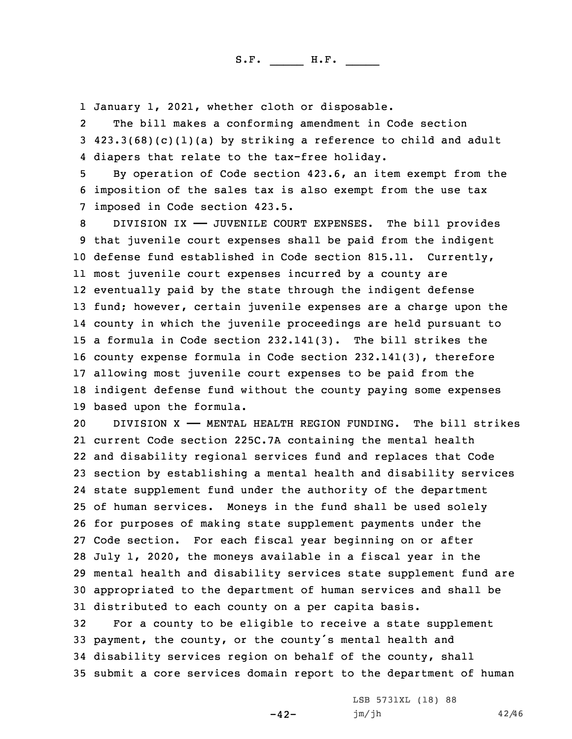January 1, 2021, whether cloth or disposable.

The bill makes a conforming amendment in Code section 423.3(68)(c)(1)(a) by striking a reference to child and adult diapers that relate to the tax-free holiday.

By operation of Code section 423.6, an item exempt from the imposition of the sales tax is also exempt from the use tax imposed in Code section 423.5.

DIVISION IX —— JUVENILE COURT EXPENSES. The bill provides that juvenile court expenses shall be paid from the indigent defense fund established in Code section 815.11. Currently, most juvenile court expenses incurred by a county are eventually paid by the state through the indigent defense fund; however, certain juvenile expenses are a charge upon the county in which the juvenile proceedings are held pursuant to a formula in Code section 232.141(3). The bill strikes the county expense formula in Code section 232.141(3), therefore allowing most juvenile court expenses to be paid from the indigent defense fund without the county paying some expenses based upon the formula.

DIVISION X —— MENTAL HEALTH REGION FUNDING. The bill strikes current Code section 225C.7A containing the mental health and disability regional services fund and replaces that Code section by establishing a mental health and disability services state supplement fund under the authority of the department of human services. Moneys in the fund shall be used solely for purposes of making state supplement payments under the Code section. For each fiscal year beginning on or after July 1, 2020, the moneys available in a fiscal year in the mental health and disability services state supplement fund are appropriated to the department of human services and shall be distributed to each county on a per capita basis.

For a county to be eligible to receive a state supplement payment, the county, or the county's mental health and disability services region on behalf of the county, shall submit a core services domain report to the department of human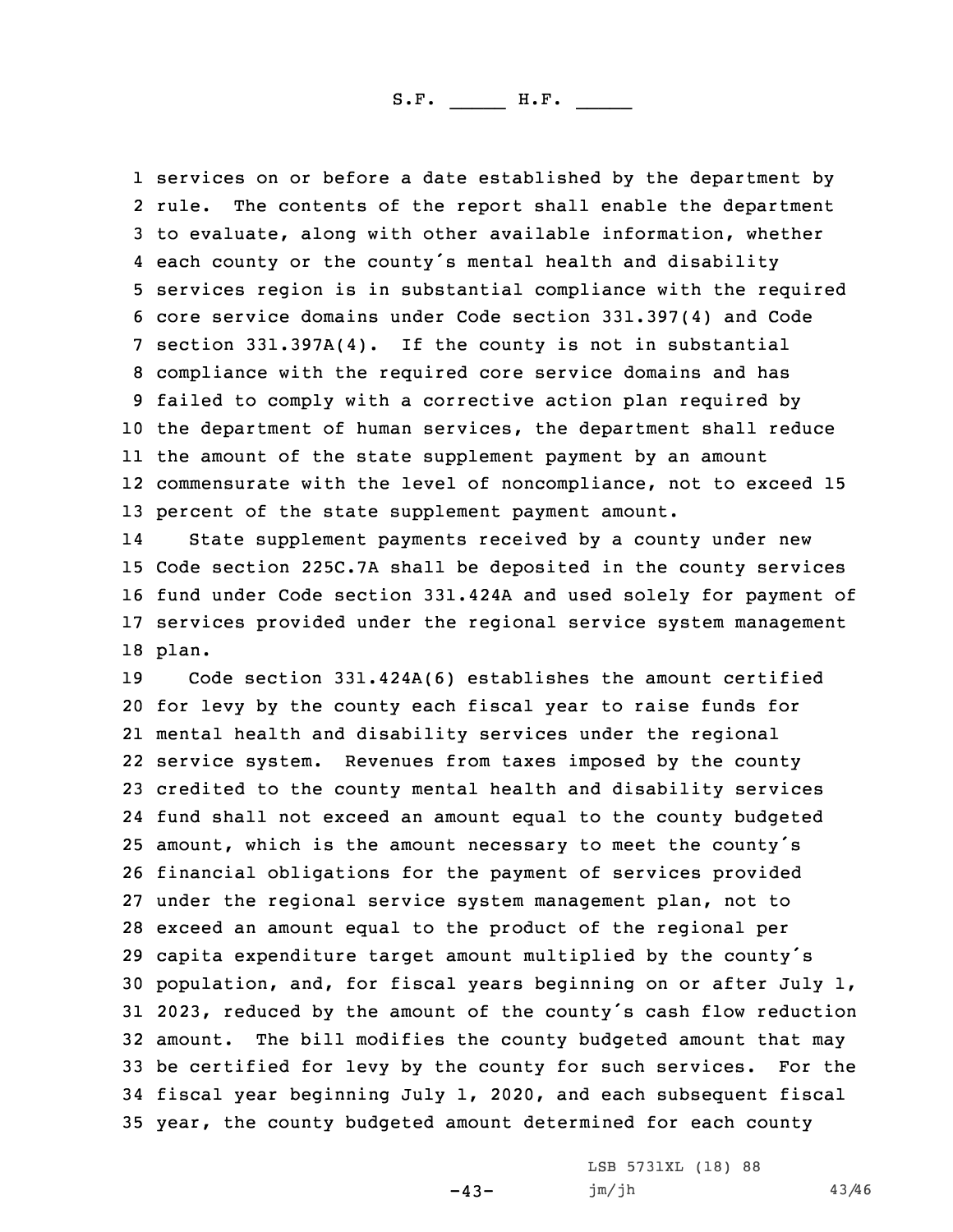services on or before a date established by the department by rule. The contents of the report shall enable the department to evaluate, along with other available information, whether each county or the county's mental health and disability services region is in substantial compliance with the required core service domains under Code section 331.397(4) and Code section 331.397A(4). If the county is not in substantial compliance with the required core service domains and has failed to comply with a corrective action plan required by the department of human services, the department shall reduce the amount of the state supplement payment by an amount commensurate with the level of noncompliance, not to exceed 15 percent of the state supplement payment amount.

State supplement payments received by a county under new Code section 225C.7A shall be deposited in the county services fund under Code section 331.424A and used solely for payment of services provided under the regional service system management plan.

Code section 331.424A(6) establishes the amount certified for levy by the county each fiscal year to raise funds for mental health and disability services under the regional service system. Revenues from taxes imposed by the county credited to the county mental health and disability services fund shall not exceed an amount equal to the county budgeted amount, which is the amount necessary to meet the county's financial obligations for the payment of services provided under the regional service system management plan, not to exceed an amount equal to the product of the regional per capita expenditure target amount multiplied by the county's population, and, for fiscal years beginning on or after July 1, 2023, reduced by the amount of the county's cash flow reduction amount. The bill modifies the county budgeted amount that may be certified for levy by the county for such services. For the fiscal year beginning July 1, 2020, and each subsequent fiscal year, the county budgeted amount determined for each county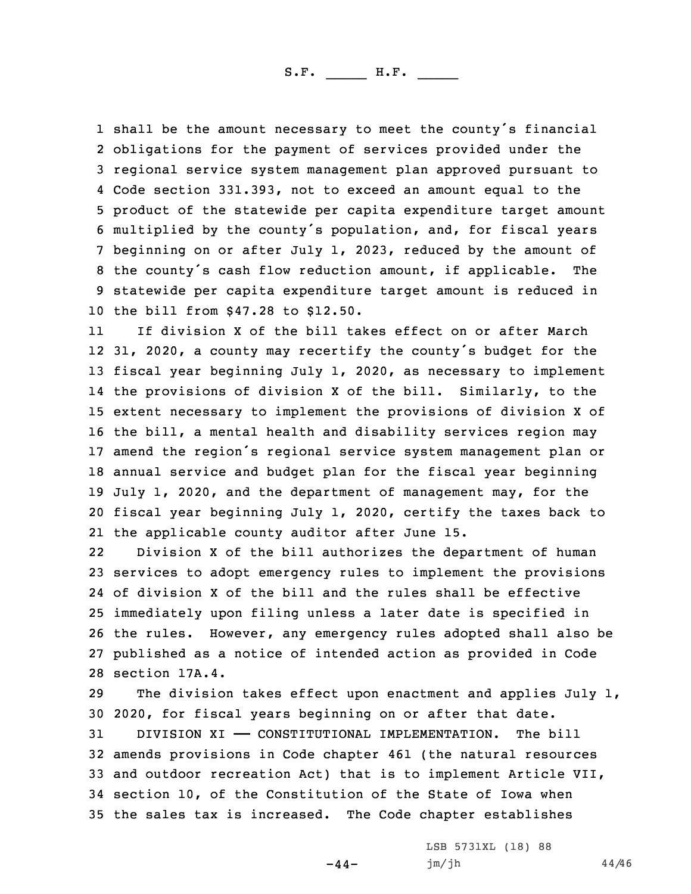shall be the amount necessary to meet the county's financial obligations for the payment of services provided under the regional service system management plan approved pursuant to Code section 331.393, not to exceed an amount equal to the product of the statewide per capita expenditure target amount multiplied by the county's population, and, for fiscal years beginning on or after July 1, 2023, reduced by the amount of the county's cash flow reduction amount, if applicable. The statewide per capita expenditure target amount is reduced in the bill from $47.28 to $12.50.

If division X of the bill takes effect on or after March 31, 2020, a county may recertify the county's budget for the fiscal year beginning July 1, 2020, as necessary to implement the provisions of division X of the bill. Similarly, to the extent necessary to implement the provisions of division X of the bill, a mental health and disability services region may amend the region's regional service system management plan or annual service and budget plan for the fiscal year beginning July 1, 2020, and the department of management may, for the fiscal year beginning July 1, 2020, certify the taxes back to the applicable county auditor after June 15.

Division X of the bill authorizes the department of human services to adopt emergency rules to implement the provisions of division X of the bill and the rules shall be effective immediately upon filing unless a later date is specified in the rules. However, any emergency rules adopted shall also be published as a notice of intended action as provided in Code section 17A.4.

The division takes effect upon enactment and applies July 1, 2020, for fiscal years beginning on or after that date.

DIVISION XI —— CONSTITUTIONAL IMPLEMENTATION. The bill amends provisions in Code chapter 461 (the natural resources and outdoor recreation Act) that is to implement Article VII, section 10, of the Constitution of the State of Iowa when the sales tax is increased. The Code chapter establishes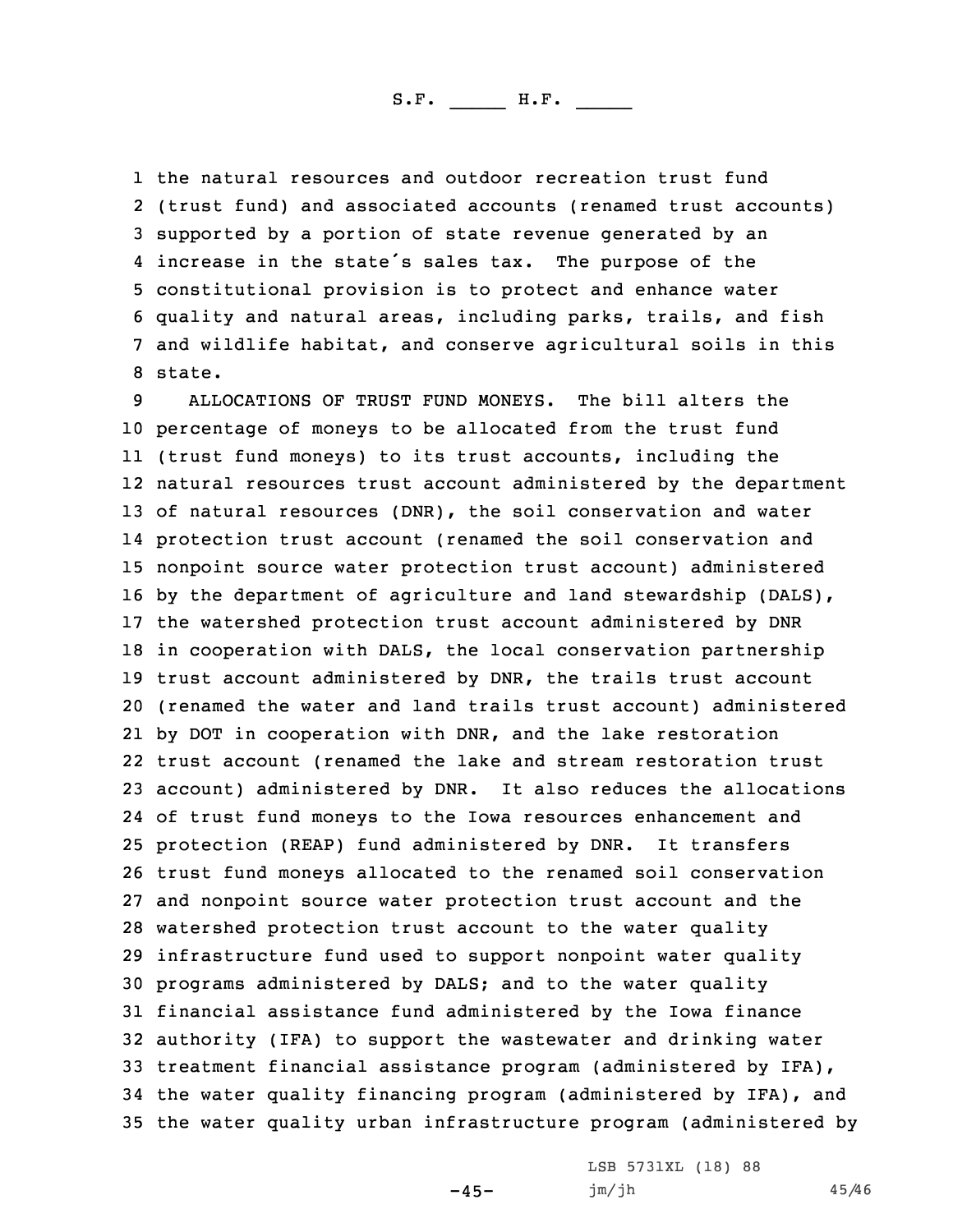the natural resources and outdoor recreation trust fund (trust fund) and associated accounts (renamed trust accounts) supported by a portion of state revenue generated by an increase in the state's sales tax. The purpose of the constitutional provision is to protect and enhance water quality and natural areas, including parks, trails, and fish and wildlife habitat, and conserve agricultural soils in this state.

ALLOCATIONS OF TRUST FUND MONEYS. The bill alters the percentage of moneys to be allocated from the trust fund (trust fund moneys) to its trust accounts, including the natural resources trust account administered by the department of natural resources (DNR), the soil conservation and water protection trust account (renamed the soil conservation and nonpoint source water protection trust account) administered by the department of agriculture and land stewardship (DALS), the watershed protection trust account administered by DNR in cooperation with DALS, the local conservation partnership trust account administered by DNR, the trails trust account (renamed the water and land trails trust account) administered by DOT in cooperation with DNR, and the lake restoration trust account (renamed the lake and stream restoration trust account) administered by DNR. It also reduces the allocations of trust fund moneys to the Iowa resources enhancement and protection (REAP) fund administered by DNR. It transfers trust fund moneys allocated to the renamed soil conservation and nonpoint source water protection trust account and the watershed protection trust account to the water quality infrastructure fund used to support nonpoint water quality programs administered by DALS; and to the water quality financial assistance fund administered by the Iowa finance authority (IFA) to support the wastewater and drinking water treatment financial assistance program (administered by IFA), the water quality financing program (administered by IFA), and the water quality urban infrastructure program (administered by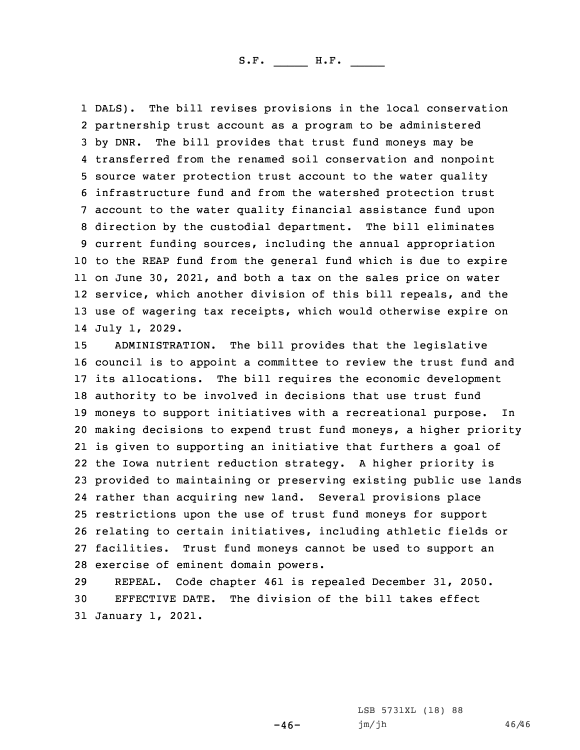DALS). The bill revises provisions in the local conservation partnership trust account as a program to be administered by DNR. The bill provides that trust fund moneys may be transferred from the renamed soil conservation and nonpoint source water protection trust account to the water quality infrastructure fund and from the watershed protection trust account to the water quality financial assistance fund upon direction by the custodial department. The bill eliminates current funding sources, including the annual appropriation to the REAP fund from the general fund which is due to expire on June 30, 2021, and both a tax on the sales price on water service, which another division of this bill repeals, and the use of wagering tax receipts, which would otherwise expire on July 1, 2029.

ADMINISTRATION. The bill provides that the legislative council is to appoint a committee to review the trust fund and its allocations. The bill requires the economic development authority to be involved in decisions that use trust fund moneys to support initiatives with a recreational purpose. In making decisions to expend trust fund moneys, a higher priority is given to supporting an initiative that furthers a goal of the Iowa nutrient reduction strategy. A higher priority is provided to maintaining or preserving existing public use lands rather than acquiring new land. Several provisions place restrictions upon the use of trust fund moneys for support relating to certain initiatives, including athletic fields or facilities. Trust fund moneys cannot be used to support an exercise of eminent domain powers.

REPEAL. Code chapter 461 is repealed December 31, 2050.

EFFECTIVE DATE. The division of the bill takes effect January 1, 2021.

LSB 5731XL (18) 88
jm/jh